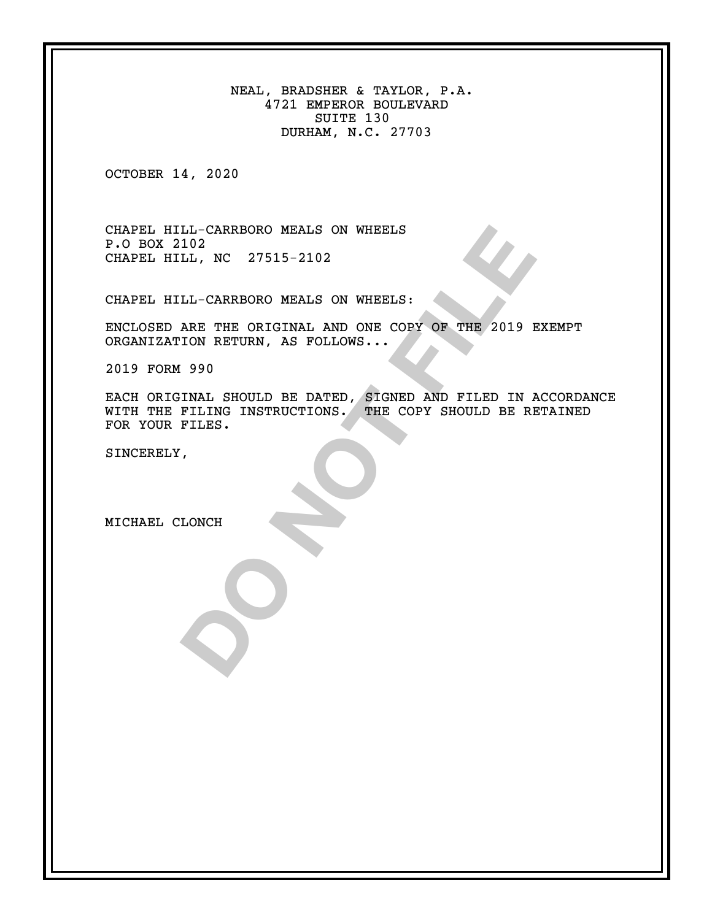NEAL, BRADSHER & TAYLOR, P.A.
4721 EMPEROR BOULEVARD
SUITE 130
DURHAM, N.C. 27703

OCTOBER 14, 2020

CHAPEL HILL-CARRBORO MEALS ON WHEELS
P.O BOX 2102
CHAPEL HILL, NC 27515-2102

CHAPEL HILL-CARRBORO MEALS ON WHEELS:

ENCLOSED ARE THE ORIGINAL AND ONE COPY OF THE 2019 EXEMPT ORGANIZATION RETURN, AS FOLLOWS...

2019 FORM 990

EACH ORIGINAL SHOULD BE DATED, SIGNED AND FILED IN ACCORDANCE WITH THE FILING INSTRUCTIONS. THE COPY SHOULD BE RETAINED FOR YOUR FILES.

SINCERELY,

MICHAEL CLONCH

DO NOT FILE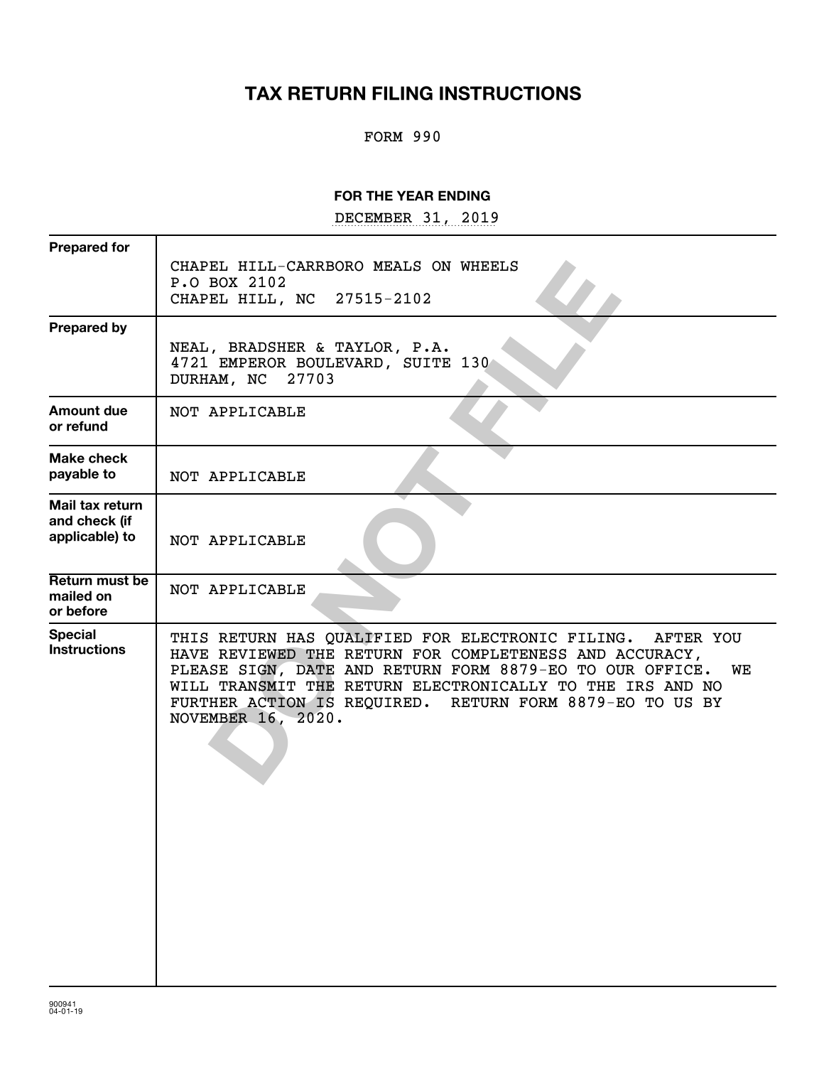# TAX RETURN FILING INSTRUCTIONS

FORM 990

**FOR THE YEAR ENDING**

DECEMBER 31, 2019

| | |
|---|---|
| **Prepared for** | CHAPEL HILL-CARRBORO MEALS ON WHEELS<br>P.O BOX 2102<br>CHAPEL HILL, NC 27515-2102 |
| **Prepared by** | NEAL, BRADSHER & TAYLOR, P.A.<br>4721 EMPEROR BOULEVARD, SUITE 130<br>DURHAM, NC 27703 |
| **Amount due or refund** | NOT APPLICABLE |
| **Make check payable to** | NOT APPLICABLE |
| **Mail tax return and check (if applicable) to** | NOT APPLICABLE |
| **Return must be mailed on or before** | NOT APPLICABLE |
| **Special Instructions** | THIS RETURN HAS QUALIFIED FOR ELECTRONIC FILING. AFTER YOU HAVE REVIEWED THE RETURN FOR COMPLETENESS AND ACCURACY, PLEASE SIGN, DATE AND RETURN FORM 8879-EO TO OUR OFFICE. WE WILL TRANSMIT THE RETURN ELECTRONICALLY TO THE IRS AND NO FURTHER ACTION IS REQUIRED. RETURN FORM 8879-EO TO US BY NOVEMBER 16, 2020. |

DO NOT FILE

900941
04-01-19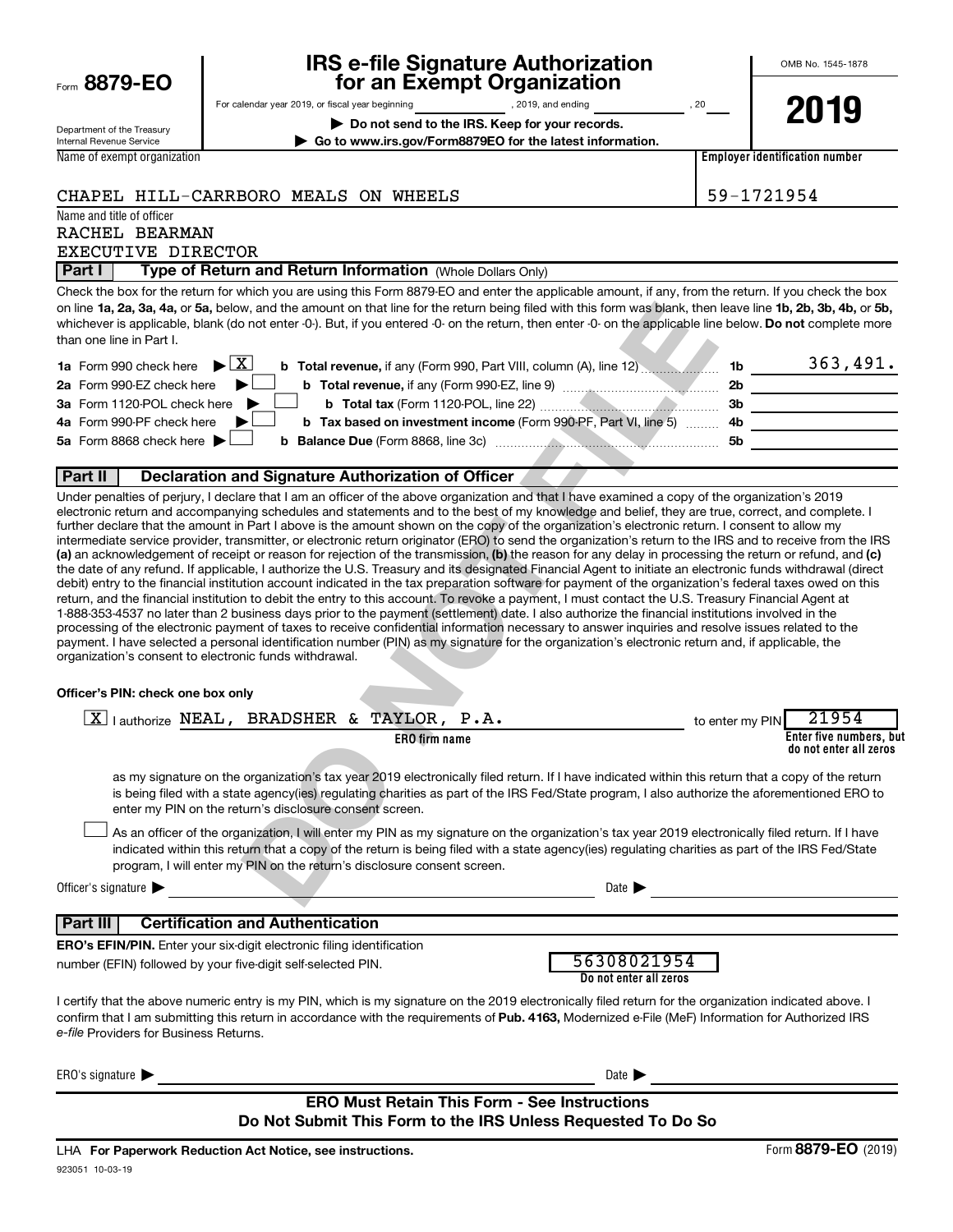Form **8879-EO**

Department of the Treasury
Internal Revenue Service

# IRS e-file Signature Authorization for an Exempt Organization

For calendar year 2019, or fiscal year beginning ____________, 2019, and ending ____________, 20____

▶ **Do not send to the IRS. Keep for your records.**

▶ **Go to www.irs.gov/Form8879EO for the latest information.**

OMB No. 1545-1878

**2019**

| Name of exempt organization | Employer identification number |
|---|---|
| CHAPEL HILL-CARRBORO MEALS ON WHEELS | 59-1721954 |

Name and title of officer
RACHEL BEARMAN
EXECUTIVE DIRECTOR

## Part I — Type of Return and Return Information (Whole Dollars Only)

Check the box for the return for which you are using this Form 8879-EO and enter the applicable amount, if any, from the return. If you check the box on line **1a, 2a, 3a, 4a,** or **5a,** below, and the amount on that line for the return being filed with this form was blank, then leave line **1b, 2b, 3b, 4b,** or **5b,** whichever is applicable, blank (do not enter -0-). But, if you entered -0- on the return, then enter -0- on the applicable line below. **Do not** complete more than one line in Part I.

| | | | |
|---|---|---|---|
| **1a** Form 990 check here ▶ [X] | **b Total revenue,** if any (Form 990, Part VIII, column (A), line 12) | 1b | 363,491. |
| **2a** Form 990-EZ check here ▶ [ ] | **b Total revenue,** if any (Form 990-EZ, line 9) | 2b | |
| **3a** Form 1120-POL check here ▶ [ ] | **b Total tax** (Form 1120-POL, line 22) | 3b | |
| **4a** Form 990-PF check here ▶ [ ] | **b Tax based on investment income** (Form 990-PF, Part VI, line 5) | 4b | |
| **5a** Form 8868 check here ▶ [ ] | **b Balance Due** (Form 8868, line 3c) | 5b | |

## Part II — Declaration and Signature Authorization of Officer

Under penalties of perjury, I declare that I am an officer of the above organization and that I have examined a copy of the organization's 2019 electronic return and accompanying schedules and statements and to the best of my knowledge and belief, they are true, correct, and complete. I further declare that the amount in Part I above is the amount shown on the copy of the organization's electronic return. I consent to allow my intermediate service provider, transmitter, or electronic return originator (ERO) to send the organization's return to the IRS and to receive from the IRS **(a)** an acknowledgement of receipt or reason for rejection of the transmission, **(b)** the reason for any delay in processing the return or refund, and **(c)** the date of any refund. If applicable, I authorize the U.S. Treasury and its designated Financial Agent to initiate an electronic funds withdrawal (direct debit) entry to the financial institution account indicated in the tax preparation software for payment of the organization's federal taxes owed on this return, and the financial institution to debit the entry to this account. To revoke a payment, I must contact the U.S. Treasury Financial Agent at 1-888-353-4537 no later than 2 business days prior to the payment (settlement) date. I also authorize the financial institutions involved in the processing of the electronic payment of taxes to receive confidential information necessary to answer inquiries and resolve issues related to the payment. I have selected a personal identification number (PIN) as my signature for the organization's electronic return and, if applicable, the organization's consent to electronic funds withdrawal.

**Officer's PIN: check one box only**

[X] I authorize NEAL, BRADSHER & TAYLOR, P.A. (**ERO firm name**) to enter my PIN 21954 (**Enter five numbers, but do not enter all zeros**)

as my signature on the organization's tax year 2019 electronically filed return. If I have indicated within this return that a copy of the return is being filed with a state agency(ies) regulating charities as part of the IRS Fed/State program, I also authorize the aforementioned ERO to enter my PIN on the return's disclosure consent screen.

[ ] As an officer of the organization, I will enter my PIN as my signature on the organization's tax year 2019 electronically filed return. If I have indicated within this return that a copy of the return is being filed with a state agency(ies) regulating charities as part of the IRS Fed/State program, I will enter my PIN on the return's disclosure consent screen.

Officer's signature ▶ ______________________ Date ▶ ______________

## Part III — Certification and Authentication

**ERO's EFIN/PIN.** Enter your six-digit electronic filing identification number (EFIN) followed by your five-digit self-selected PIN. 56308021954 (**Do not enter all zeros**)

I certify that the above numeric entry is my PIN, which is my signature on the 2019 electronically filed return for the organization indicated above. I confirm that I am submitting this return in accordance with the requirements of **Pub. 4163,** Modernized e-File (MeF) Information for Authorized IRS *e-file* Providers for Business Returns.

ERO's signature ▶ ______________________ Date ▶ ______________

**ERO Must Retain This Form - See Instructions**
**Do Not Submit This Form to the IRS Unless Requested To Do So**

LHA **For Paperwork Reduction Act Notice, see instructions.**

Form **8879-EO** (2019)

923051 10-03-19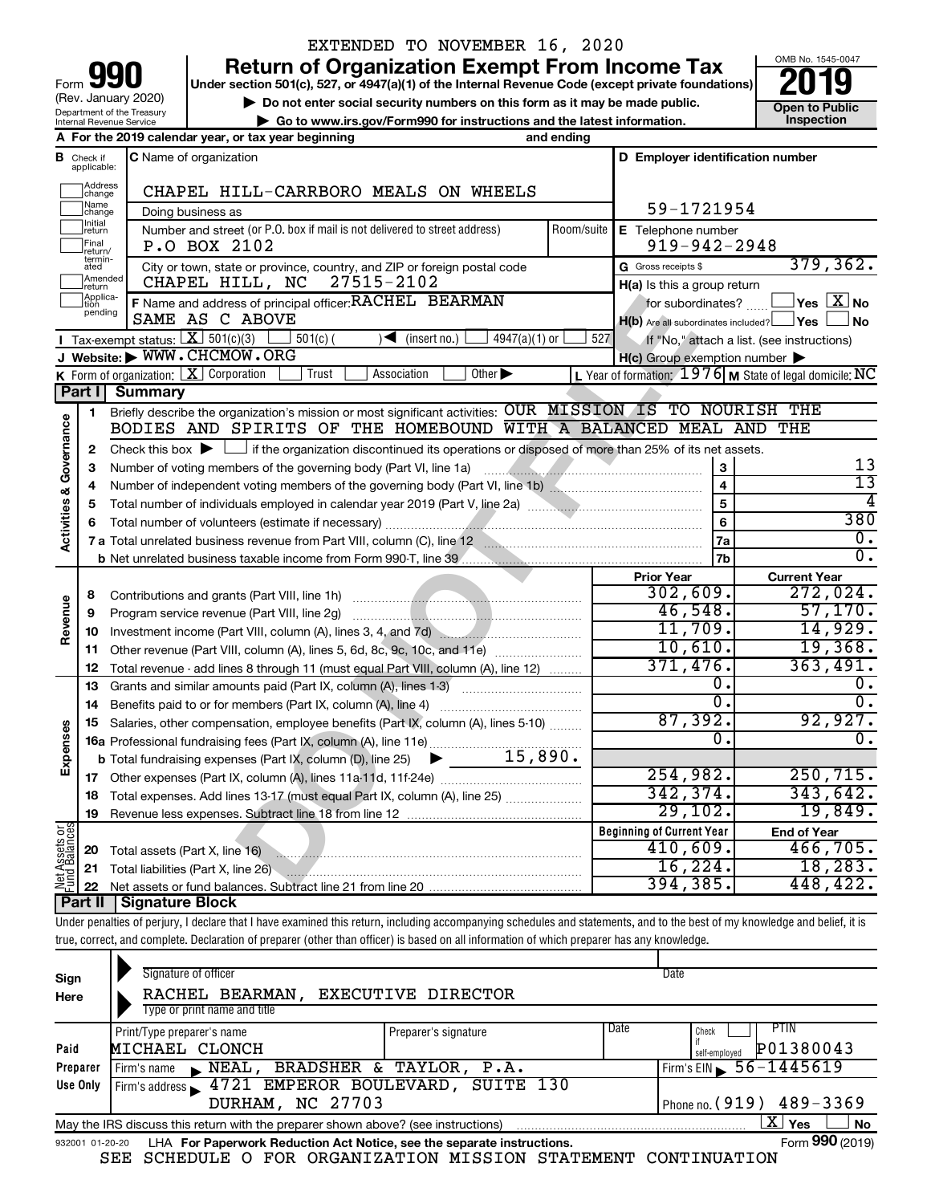EXTENDED TO NOVEMBER 16, 2020

# Form 990 — Return of Organization Exempt From Income Tax

Form **990** (Rev. January 2020)
Department of the Treasury
Internal Revenue Service

**Under section 501(c), 527, or 4947(a)(1) of the Internal Revenue Code (except private foundations)**

▶ **Do not enter social security numbers on this form as it may be made public.**

▶ **Go to www.irs.gov/Form990 for instructions and the latest information.**

OMB No. 1545-0047

**2019**

**Open to Public Inspection**

**A** For the 2019 calendar year, or tax year beginning and ending

**B** Check if applicable: Address change, Name change, Initial return, Final return/terminated, Amended return, Application pending

**C** Name of organization: CHAPEL HILL-CARRBORO MEALS ON WHEELS

Doing business as

Number and street (or P.O. box if mail is not delivered to street address): P.O BOX 2102 — Room/suite

City or town, state or province, country, and ZIP or foreign postal code: CHAPEL HILL, NC 27515-2102

**D** Employer identification number: 59-1721954

**E** Telephone number: 919-942-2948

**G** Gross receipts $ 379,362.

**F** Name and address of principal officer: RACHEL BEARMAN, SAME AS C ABOVE

**H(a)** Is this a group return for subordinates? ☐ Yes ☒ No

**H(b)** Are all subordinates included? ☐ Yes ☐ No — If "No," attach a list. (see instructions)

**H(c)** Group exemption number ▶

**I** Tax-exempt status: ☒ 501(c)(3) ☐ 501(c) ( ) ◀ (insert no.) ☐ 4947(a)(1) or ☐ 527

**J** Website: ▶ WWW.CHCMOW.ORG

**K** Form of organization: ☒ Corporation ☐ Trust ☐ Association ☐ Other ▶

**L** Year of formation: 1976 **M** State of legal domicile: NC

## Part I Summary

**Activities & Governance**

1. Briefly describe the organization's mission or most significant activities: OUR MISSION IS TO NOURISH THE BODIES AND SPIRITS OF THE HOMEBOUND WITH A BALANCED MEAL AND THE
2. Check this box ▶ ☐ if the organization discontinued its operations or disposed of more than 25% of its net assets.

| | | | |
|---|---|---|---|
| 3 | Number of voting members of the governing body (Part VI, line 1a) | 3 | 13 |
| 4 | Number of independent voting members of the governing body (Part VI, line 1b) | 4 | 13 |
| 5 | Total number of individuals employed in calendar year 2019 (Part V, line 2a) | 5 | 4 |
| 6 | Total number of volunteers (estimate if necessary) | 6 | 380 |
| 7a | Total unrelated business revenue from Part VIII, column (C), line 12 | 7a | 0. |
| b | Net unrelated business taxable income from Form 990-T, line 39 | 7b | 0. |

| | | | Prior Year | Current Year |
|---|---|---|---|---|
| **Revenue** | 8 | Contributions and grants (Part VIII, line 1h) | 302,609. | 272,024. |
| | 9 | Program service revenue (Part VIII, line 2g) | 46,548. | 57,170. |
| | 10 | Investment income (Part VIII, column (A), lines 3, 4, and 7d) | 11,709. | 14,929. |
| | 11 | Other revenue (Part VIII, column (A), lines 5, 6d, 8c, 9c, 10c, and 11e) | 10,610. | 19,368. |
| | 12 | Total revenue - add lines 8 through 11 (must equal Part VIII, column (A), line 12) | 371,476. | 363,491. |
| **Expenses** | 13 | Grants and similar amounts paid (Part IX, column (A), lines 1-3) | 0. | 0. |
| | 14 | Benefits paid to or for members (Part IX, column (A), line 4) | 0. | 0. |
| | 15 | Salaries, other compensation, employee benefits (Part IX, column (A), lines 5-10) | 87,392. | 92,927. |
| | 16a | Professional fundraising fees (Part IX, column (A), line 11e) | 0. | 0. |
| | b | Total fundraising expenses (Part IX, column (D), line 25) ▶ 15,890. | | |
| | 17 | Other expenses (Part IX, column (A), lines 11a-11d, 11f-24e) | 254,982. | 250,715. |
| | 18 | Total expenses. Add lines 13-17 (must equal Part IX, column (A), line 25) | 342,374. | 343,642. |
| | 19 | Revenue less expenses. Subtract line 18 from line 12 | 29,102. | 19,849. |
| | | | **Beginning of Current Year** | **End of Year** |
| **Net Assets or Fund Balances** | 20 | Total assets (Part X, line 16) | 410,609. | 466,705. |
| | 21 | Total liabilities (Part X, line 26) | 16,224. | 18,283. |
| | 22 | Net assets or fund balances. Subtract line 21 from line 20 | 394,385. | 448,422. |

## Part II Signature Block

Under penalties of perjury, I declare that I have examined this return, including accompanying schedules and statements, and to the best of my knowledge and belief, it is true, correct, and complete. Declaration of preparer (other than officer) is based on all information of which preparer has any knowledge.

**Sign Here**

Signature of officer — Date

RACHEL BEARMAN, EXECUTIVE DIRECTOR
Type or print name and title

**Paid Preparer Use Only**

| Print/Type preparer's name | Preparer's signature | Date | Check if self-employed | PTIN |
|---|---|---|---|---|
| MICHAEL CLONCH | | | ☐ | P01380043 |

Firm's name ▶ NEAL, BRADSHER & TAYLOR, P.A. — Firm's EIN ▶ 56-1445619

Firm's address ▶ 4721 EMPEROR BOULEVARD, SUITE 130, DURHAM, NC 27703 — Phone no. (919) 489-3369

May the IRS discuss this return with the preparer shown above? (see instructions) ☒ Yes ☐ No

932001 01-20-20 LHA **For Paperwork Reduction Act Notice, see the separate instructions.** Form **990** (2019)

SEE SCHEDULE O FOR ORGANIZATION MISSION STATEMENT CONTINUATION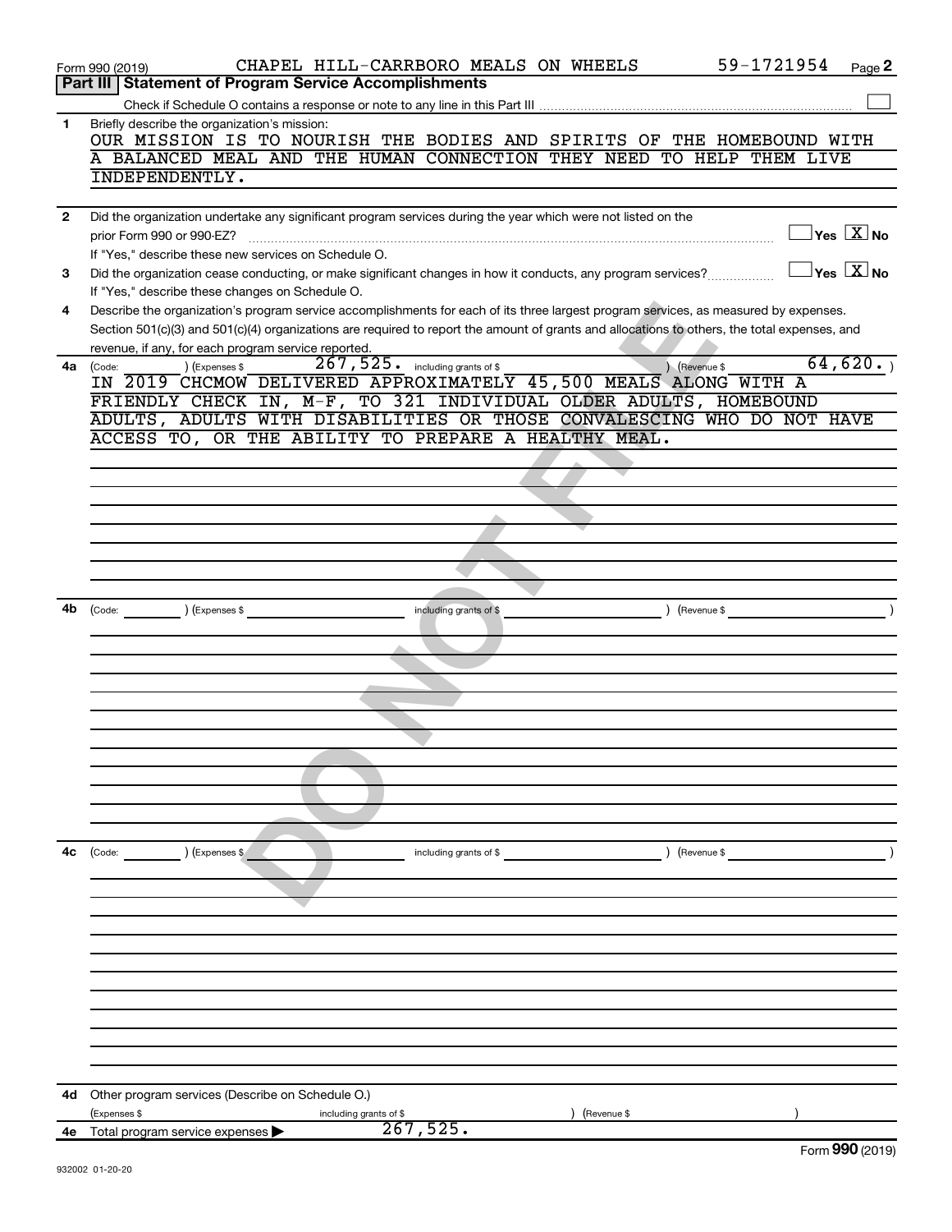Form 990 (2019) CHAPEL HILL-CARRBORO MEALS ON WHEELS 59-1721954

## Part III | Statement of Program Service Accomplishments

Check if Schedule O contains a response or note to any line in this Part III

**1** Briefly describe the organization's mission:

OUR MISSION IS TO NOURISH THE BODIES AND SPIRITS OF THE HOMEBOUND WITH A BALANCED MEAL AND THE HUMAN CONNECTION THEY NEED TO HELP THEM LIVE INDEPENDENTLY.

**2** Did the organization undertake any significant program services during the year which were not listed on the prior Form 990 or 990-EZ? Yes [ ] No [X]

If "Yes," describe these new services on Schedule O.

**3** Did the organization cease conducting, or make significant changes in how it conducts, any program services? Yes [ ] No [X]

If "Yes," describe these changes on Schedule O.

**4** Describe the organization's program service accomplishments for each of its three largest program services, as measured by expenses. Section 501(c)(3) and 501(c)(4) organizations are required to report the amount of grants and allocations to others, the total expenses, and revenue, if any, for each program service reported.

**4a** (Code: ) (Expenses $ 267,525. including grants of $ ) (Revenue $ 64,620. )

IN 2019 CHCMOW DELIVERED APPROXIMATELY 45,500 MEALS ALONG WITH A FRIENDLY CHECK IN, M-F, TO 321 INDIVIDUAL OLDER ADULTS, HOMEBOUND ADULTS, ADULTS WITH DISABILITIES OR THOSE CONVALESCING WHO DO NOT HAVE ACCESS TO, OR THE ABILITY TO PREPARE A HEALTHY MEAL.

**4b** (Code: ) (Expenses $ including grants of $ ) (Revenue $ )

**4c** (Code: ) (Expenses $ including grants of $ ) (Revenue $ )

**4d** Other program services (Describe on Schedule O.)

(Expenses $ including grants of $ ) (Revenue $ )

**4e** Total program service expenses ▶ 267,525.

Form **990** (2019)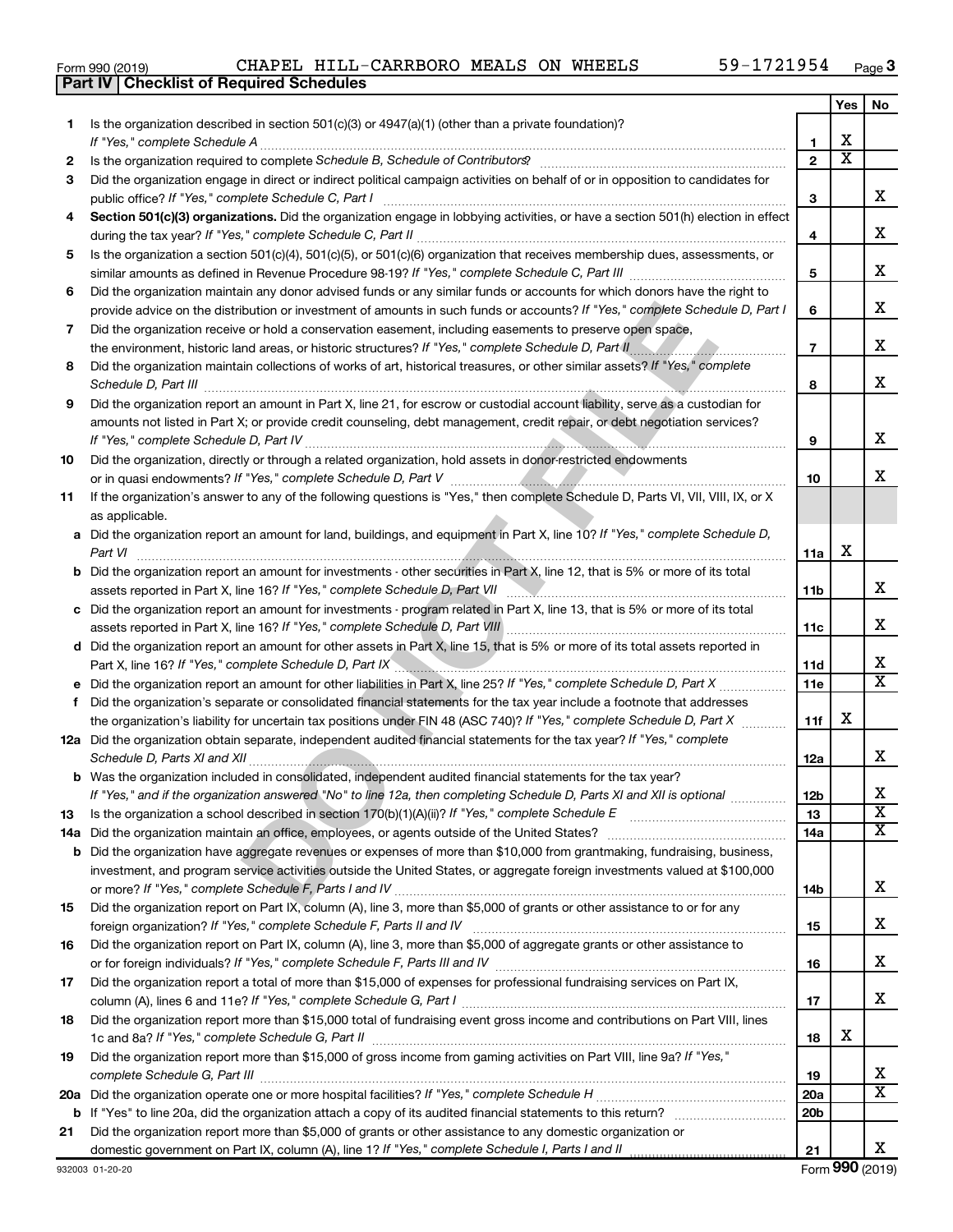Form 990 (2019) CHAPEL HILL-CARRBORO MEALS ON WHEELS 59-1721954

## Part IV Checklist of Required Schedules

| | | | Yes | No |
|---|---|---|---|---|
| **1** | Is the organization described in section 501(c)(3) or 4947(a)(1) (other than a private foundation)? *If "Yes," complete Schedule A* | **1** | X | |
| **2** | Is the organization required to complete *Schedule B, Schedule of Contributors*? | **2** | X | |
| **3** | Did the organization engage in direct or indirect political campaign activities on behalf of or in opposition to candidates for public office? *If "Yes," complete Schedule C, Part I* | **3** | | X |
| **4** | **Section 501(c)(3) organizations.** Did the organization engage in lobbying activities, or have a section 501(h) election in effect during the tax year? *If "Yes," complete Schedule C, Part II* | **4** | | X |
| **5** | Is the organization a section 501(c)(4), 501(c)(5), or 501(c)(6) organization that receives membership dues, assessments, or similar amounts as defined in Revenue Procedure 98-19? *If "Yes," complete Schedule C, Part III* | **5** | | X |
| **6** | Did the organization maintain any donor advised funds or any similar funds or accounts for which donors have the right to provide advice on the distribution or investment of amounts in such funds or accounts? *If "Yes," complete Schedule D, Part I* | **6** | | X |
| **7** | Did the organization receive or hold a conservation easement, including easements to preserve open space, the environment, historic land areas, or historic structures? *If "Yes," complete Schedule D, Part II* | **7** | | X |
| **8** | Did the organization maintain collections of works of art, historical treasures, or other similar assets? *If "Yes," complete Schedule D, Part III* | **8** | | X |
| **9** | Did the organization report an amount in Part X, line 21, for escrow or custodial account liability, serve as a custodian for amounts not listed in Part X; or provide credit counseling, debt management, credit repair, or debt negotiation services? *If "Yes," complete Schedule D, Part IV* | **9** | | X |
| **10** | Did the organization, directly or through a related organization, hold assets in donor-restricted endowments or in quasi endowments? *If "Yes," complete Schedule D, Part V* | **10** | | X |
| **11** | If the organization's answer to any of the following questions is "Yes," then complete Schedule D, Parts VI, VII, VIII, IX, or X as applicable. | | | |
| **a** | Did the organization report an amount for land, buildings, and equipment in Part X, line 10? *If "Yes," complete Schedule D, Part VI* | **11a** | X | |
| **b** | Did the organization report an amount for investments - other securities in Part X, line 12, that is 5% or more of its total assets reported in Part X, line 16? *If "Yes," complete Schedule D, Part VII* | **11b** | | X |
| **c** | Did the organization report an amount for investments - program related in Part X, line 13, that is 5% or more of its total assets reported in Part X, line 16? *If "Yes," complete Schedule D, Part VIII* | **11c** | | X |
| **d** | Did the organization report an amount for other assets in Part X, line 15, that is 5% or more of its total assets reported in Part X, line 16? *If "Yes," complete Schedule D, Part IX* | **11d** | | X |
| **e** | Did the organization report an amount for other liabilities in Part X, line 25? *If "Yes," complete Schedule D, Part X* | **11e** | | X |
| **f** | Did the organization's separate or consolidated financial statements for the tax year include a footnote that addresses the organization's liability for uncertain tax positions under FIN 48 (ASC 740)? *If "Yes," complete Schedule D, Part X* | **11f** | X | |
| **12a** | Did the organization obtain separate, independent audited financial statements for the tax year? *If "Yes," complete Schedule D, Parts XI and XII* | **12a** | | X |
| **b** | Was the organization included in consolidated, independent audited financial statements for the tax year? *If "Yes," and if the organization answered "No" to line 12a, then completing Schedule D, Parts XI and XII is optional* | **12b** | | X |
| **13** | Is the organization a school described in section 170(b)(1)(A)(ii)? *If "Yes," complete Schedule E* | **13** | | X |
| **14a** | Did the organization maintain an office, employees, or agents outside of the United States? | **14a** | | X |
| **b** | Did the organization have aggregate revenues or expenses of more than $10,000 from grantmaking, fundraising, business, investment, and program service activities outside the United States, or aggregate foreign investments valued at $100,000 or more? *If "Yes," complete Schedule F, Parts I and IV* | **14b** | | X |
| **15** | Did the organization report on Part IX, column (A), line 3, more than $5,000 of grants or other assistance to or for any foreign organization? *If "Yes," complete Schedule F, Parts II and IV* | **15** | | X |
| **16** | Did the organization report on Part IX, column (A), line 3, more than $5,000 of aggregate grants or other assistance to or for foreign individuals? *If "Yes," complete Schedule F, Parts III and IV* | **16** | | X |
| **17** | Did the organization report a total of more than $15,000 of expenses for professional fundraising services on Part IX, column (A), lines 6 and 11e? *If "Yes," complete Schedule G, Part I* | **17** | | X |
| **18** | Did the organization report more than $15,000 total of fundraising event gross income and contributions on Part VIII, lines 1c and 8a? *If "Yes," complete Schedule G, Part II* | **18** | X | |
| **19** | Did the organization report more than $15,000 of gross income from gaming activities on Part VIII, line 9a? *If "Yes," complete Schedule G, Part III* | **19** | | X |
| **20a** | Did the organization operate one or more hospital facilities? *If "Yes," complete Schedule H* | **20a** | | X |
| **b** | If "Yes" to line 20a, did the organization attach a copy of its audited financial statements to this return? | **20b** | | |
| **21** | Did the organization report more than $5,000 of grants or other assistance to any domestic organization or domestic government on Part IX, column (A), line 1? *If "Yes," complete Schedule I, Parts I and II* | **21** | | X |

932003 01-20-20 Form **990** (2019)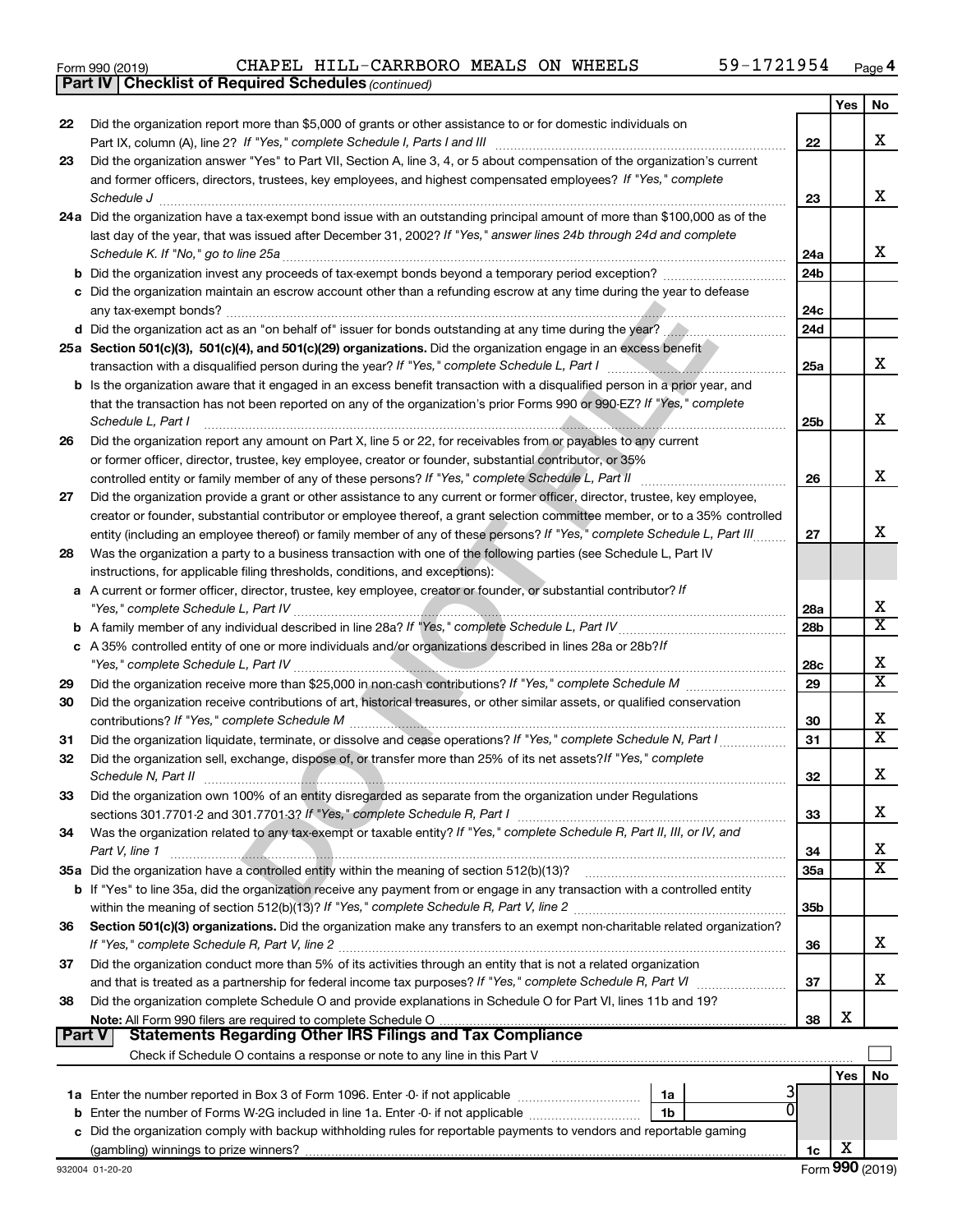Form 990 (2019) CHAPEL HILL-CARRBORO MEALS ON WHEELS 59-1721954

**Part IV | Checklist of Required Schedules** *(continued)*

| | | | Yes | No |
|---|---|---|---|---|
| 22 | Did the organization report more than $5,000 of grants or other assistance to or for domestic individuals on Part IX, column (A), line 2? *If "Yes," complete Schedule I, Parts I and III* | 22 | | X |
| 23 | Did the organization answer "Yes" to Part VII, Section A, line 3, 4, or 5 about compensation of the organization's current and former officers, directors, trustees, key employees, and highest compensated employees? *If "Yes," complete Schedule J* | 23 | | X |
| 24a | Did the organization have a tax-exempt bond issue with an outstanding principal amount of more than $100,000 as of the last day of the year, that was issued after December 31, 2002? *If "Yes," answer lines 24b through 24d and complete Schedule K. If "No," go to line 25a* | 24a | | X |
| b | Did the organization invest any proceeds of tax-exempt bonds beyond a temporary period exception? | 24b | | |
| c | Did the organization maintain an escrow account other than a refunding escrow at any time during the year to defease any tax-exempt bonds? | 24c | | |
| d | Did the organization act as an "on behalf of" issuer for bonds outstanding at any time during the year? | 24d | | |
| 25a | **Section 501(c)(3), 501(c)(4), and 501(c)(29) organizations.** Did the organization engage in an excess benefit transaction with a disqualified person during the year? *If "Yes," complete Schedule L, Part I* | 25a | | X |
| b | Is the organization aware that it engaged in an excess benefit transaction with a disqualified person in a prior year, and that the transaction has not been reported on any of the organization's prior Forms 990 or 990-EZ? *If "Yes," complete Schedule L, Part I* | 25b | | X |
| 26 | Did the organization report any amount on Part X, line 5 or 22, for receivables from or payables to any current or former officer, director, trustee, key employee, creator or founder, substantial contributor, or 35% controlled entity or family member of any of these persons? *If "Yes," complete Schedule L, Part II* | 26 | | X |
| 27 | Did the organization provide a grant or other assistance to any current or former officer, director, trustee, key employee, creator or founder, substantial contributor or employee thereof, a grant selection committee member, or to a 35% controlled entity (including an employee thereof) or family member of any of these persons? *If "Yes," complete Schedule L, Part III* | 27 | | X |
| 28 | Was the organization a party to a business transaction with one of the following parties (see Schedule L, Part IV instructions, for applicable filing thresholds, conditions, and exceptions): | | | |
| a | A current or former officer, director, trustee, key employee, creator or founder, or substantial contributor? *If "Yes," complete Schedule L, Part IV* | 28a | | X |
| b | A family member of any individual described in line 28a? *If "Yes," complete Schedule L, Part IV* | 28b | | X |
| c | A 35% controlled entity of one or more individuals and/or organizations described in lines 28a or 28b? *If "Yes," complete Schedule L, Part IV* | 28c | | X |
| 29 | Did the organization receive more than $25,000 in non-cash contributions? *If "Yes," complete Schedule M* | 29 | | X |
| 30 | Did the organization receive contributions of art, historical treasures, or other similar assets, or qualified conservation contributions? *If "Yes," complete Schedule M* | 30 | | X |
| 31 | Did the organization liquidate, terminate, or dissolve and cease operations? *If "Yes," complete Schedule N, Part I* | 31 | | X |
| 32 | Did the organization sell, exchange, dispose of, or transfer more than 25% of its net assets? *If "Yes," complete Schedule N, Part II* | 32 | | X |
| 33 | Did the organization own 100% of an entity disregarded as separate from the organization under Regulations sections 301.7701-2 and 301.7701-3? *If "Yes," complete Schedule R, Part I* | 33 | | X |
| 34 | Was the organization related to any tax-exempt or taxable entity? *If "Yes," complete Schedule R, Part II, III, or IV, and Part V, line 1* | 34 | | X |
| 35a | Did the organization have a controlled entity within the meaning of section 512(b)(13)? | 35a | | X |
| b | If "Yes" to line 35a, did the organization receive any payment from or engage in any transaction with a controlled entity within the meaning of section 512(b)(13)? *If "Yes," complete Schedule R, Part V, line 2* | 35b | | |
| 36 | **Section 501(c)(3) organizations.** Did the organization make any transfers to an exempt non-charitable related organization? *If "Yes," complete Schedule R, Part V, line 2* | 36 | | X |
| 37 | Did the organization conduct more than 5% of its activities through an entity that is not a related organization and that is treated as a partnership for federal income tax purposes? *If "Yes," complete Schedule R, Part VI* | 37 | | X |
| 38 | Did the organization complete Schedule O and provide explanations in Schedule O for Part VI, lines 11b and 19? **Note:** All Form 990 filers are required to complete Schedule O | 38 | X | |

**Part V | Statements Regarding Other IRS Filings and Tax Compliance**

Check if Schedule O contains a response or note to any line in this Part V ☐

| | | | | | Yes | No |
|---|---|---|---|---|---|---|
| 1a | Enter the number reported in Box 3 of Form 1096. Enter -0- if not applicable | 1a | 3 | | | |
| b | Enter the number of Forms W-2G included in line 1a. Enter -0- if not applicable | 1b | 0 | | | |
| c | Did the organization comply with backup withholding rules for reportable payments to vendors and reportable gaming (gambling) winnings to prize winners? | | | 1c | X | |

932004 01-20-20 Form **990** (2019)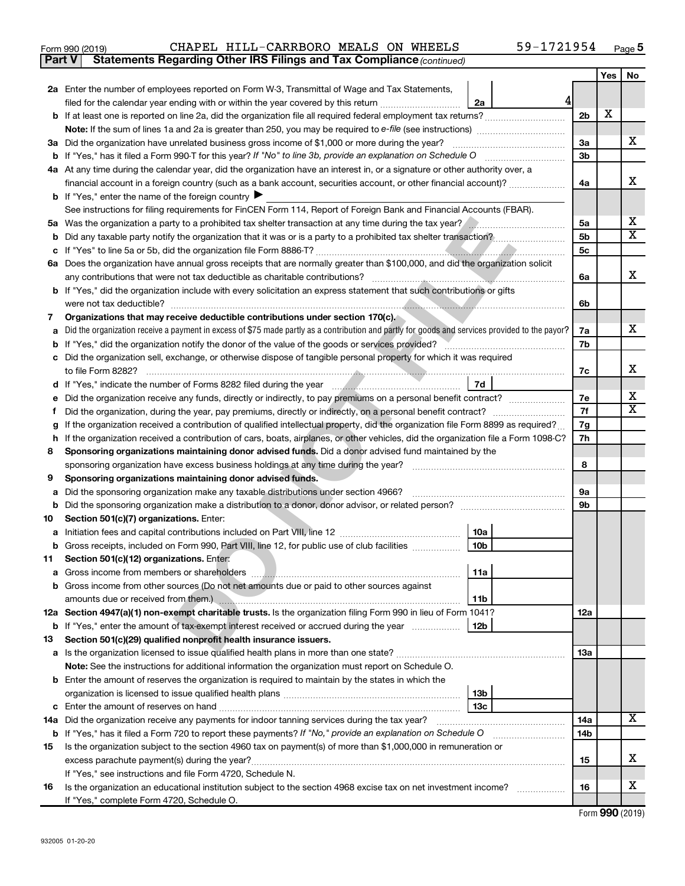Form 990 (2019) CHAPEL HILL-CARRBORO MEALS ON WHEELS 59-1721954

**Part V Statements Regarding Other IRS Filings and Tax Compliance** *(continued)*

| | | | | Yes | No |
|---|---|---|---|---|---|
| **2a** | Enter the number of employees reported on Form W-3, Transmittal of Wage and Tax Statements, filed for the calendar year ending with or within the year covered by this return | 2a | 4 | | |
| **b** | If at least one is reported on line 2a, did the organization file all required federal employment tax returns? | | 2b | X | |
| | **Note:** If the sum of lines 1a and 2a is greater than 250, you may be required to *e-file* (see instructions) | | | | |
| **3a** | Did the organization have unrelated business gross income of $1,000 or more during the year? | | 3a | | X |
| **b** | If "Yes," has it filed a Form 990-T for this year? *If "No" to line 3b, provide an explanation on Schedule O* | | 3b | | |
| **4a** | At any time during the calendar year, did the organization have an interest in, or a signature or other authority over, a financial account in a foreign country (such as a bank account, securities account, or other financial account)? | | 4a | | X |
| **b** | If "Yes," enter the name of the foreign country ▶ | | | | |
| | See instructions for filing requirements for FinCEN Form 114, Report of Foreign Bank and Financial Accounts (FBAR). | | | | |
| **5a** | Was the organization a party to a prohibited tax shelter transaction at any time during the tax year? | | 5a | | X |
| **b** | Did any taxable party notify the organization that it was or is a party to a prohibited tax shelter transaction? | | 5b | | X |
| **c** | If "Yes" to line 5a or 5b, did the organization file Form 8886-T? | | 5c | | |
| **6a** | Does the organization have annual gross receipts that are normally greater than $100,000, and did the organization solicit any contributions that were not tax deductible as charitable contributions? | | 6a | | X |
| **b** | If "Yes," did the organization include with every solicitation an express statement that such contributions or gifts were not tax deductible? | | 6b | | |
| **7** | **Organizations that may receive deductible contributions under section 170(c).** | | | | |
| **a** | Did the organization receive a payment in excess of $75 made partly as a contribution and partly for goods and services provided to the payor? | | 7a | | X |
| **b** | If "Yes," did the organization notify the donor of the value of the goods or services provided? | | 7b | | |
| **c** | Did the organization sell, exchange, or otherwise dispose of tangible personal property for which it was required to file Form 8282? | | 7c | | X |
| **d** | If "Yes," indicate the number of Forms 8282 filed during the year | 7d | | | |
| **e** | Did the organization receive any funds, directly or indirectly, to pay premiums on a personal benefit contract? | | 7e | | X |
| **f** | Did the organization, during the year, pay premiums, directly or indirectly, on a personal benefit contract? | | 7f | | X |
| **g** | If the organization received a contribution of qualified intellectual property, did the organization file Form 8899 as required? | | 7g | | |
| **h** | If the organization received a contribution of cars, boats, airplanes, or other vehicles, did the organization file a Form 1098-C? | | 7h | | |
| **8** | **Sponsoring organizations maintaining donor advised funds.** Did a donor advised fund maintained by the sponsoring organization have excess business holdings at any time during the year? | | 8 | | |
| **9** | **Sponsoring organizations maintaining donor advised funds.** | | | | |
| **a** | Did the sponsoring organization make any taxable distributions under section 4966? | | 9a | | |
| **b** | Did the sponsoring organization make a distribution to a donor, donor advisor, or related person? | | 9b | | |
| **10** | **Section 501(c)(7) organizations.** Enter: | | | | |
| **a** | Initiation fees and capital contributions included on Part VIII, line 12 | 10a | | | |
| **b** | Gross receipts, included on Form 990, Part VIII, line 12, for public use of club facilities | 10b | | | |
| **11** | **Section 501(c)(12) organizations.** Enter: | | | | |
| **a** | Gross income from members or shareholders | 11a | | | |
| **b** | Gross income from other sources (Do not net amounts due or paid to other sources against amounts due or received from them.) | 11b | | | |
| **12a** | **Section 4947(a)(1) non-exempt charitable trusts.** Is the organization filing Form 990 in lieu of Form 1041? | | 12a | | |
| **b** | If "Yes," enter the amount of tax-exempt interest received or accrued during the year | 12b | | | |
| **13** | **Section 501(c)(29) qualified nonprofit health insurance issuers.** | | | | |
| **a** | Is the organization licensed to issue qualified health plans in more than one state? | | 13a | | |
| | **Note:** See the instructions for additional information the organization must report on Schedule O. | | | | |
| **b** | Enter the amount of reserves the organization is required to maintain by the states in which the organization is licensed to issue qualified health plans | 13b | | | |
| **c** | Enter the amount of reserves on hand | 13c | | | |
| **14a** | Did the organization receive any payments for indoor tanning services during the tax year? | | 14a | | X |
| **b** | If "Yes," has it filed a Form 720 to report these payments? *If "No," provide an explanation on Schedule O* | | 14b | | |
| **15** | Is the organization subject to the section 4960 tax on payment(s) of more than $1,000,000 in remuneration or excess parachute payment(s) during the year? | | 15 | | X |
| | If "Yes," see instructions and file Form 4720, Schedule N. | | | | |
| **16** | Is the organization an educational institution subject to the section 4968 excise tax on net investment income? | | 16 | | X |
| | If "Yes," complete Form 4720, Schedule O. | | | | |

Form **990** (2019)

932005 01-20-20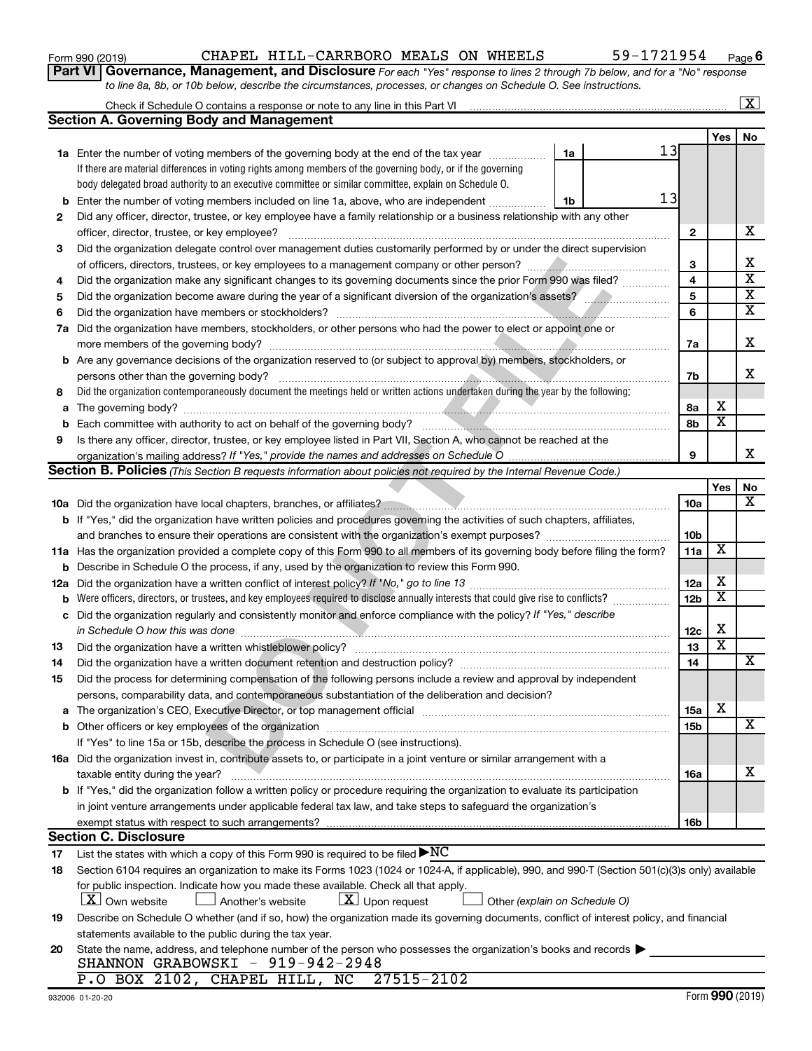Form 990 (2019) CHAPEL HILL-CARRBORO MEALS ON WHEELS 59-1721954 Page 6

**Part VI Governance, Management, and Disclosure** *For each "Yes" response to lines 2 through 7b below, and for a "No" response to line 8a, 8b, or 10b below, describe the circumstances, processes, or changes on Schedule O. See instructions.*

Check if Schedule O contains a response or note to any line in this Part VI [X]

**Section A. Governing Body and Management**

| | | | | Yes | No |
|---|---|---|---|---|---|
| **1a** | Enter the number of voting members of the governing body at the end of the tax year (1a) 13. If there are material differences in voting rights among members of the governing body, or if the governing body delegated broad authority to an executive committee or similar committee, explain on Schedule O. | | | | |
| **b** | Enter the number of voting members included on line 1a, above, who are independent (1b) 13 | | | | |
| **2** | Did any officer, director, trustee, or key employee have a family relationship or a business relationship with any other officer, director, trustee, or key employee? | 2 | | | X |
| **3** | Did the organization delegate control over management duties customarily performed by or under the direct supervision of officers, directors, trustees, or key employees to a management company or other person? | 3 | | | X |
| **4** | Did the organization make any significant changes to its governing documents since the prior Form 990 was filed? | 4 | | | X |
| **5** | Did the organization become aware during the year of a significant diversion of the organization's assets? | 5 | | | X |
| **6** | Did the organization have members or stockholders? | 6 | | | X |
| **7a** | Did the organization have members, stockholders, or other persons who had the power to elect or appoint one or more members of the governing body? | 7a | | | X |
| **b** | Are any governance decisions of the organization reserved to (or subject to approval by) members, stockholders, or persons other than the governing body? | 7b | | | X |
| **8** | Did the organization contemporaneously document the meetings held or written actions undertaken during the year by the following: | | | | |
| **a** | The governing body? | 8a | | X | |
| **b** | Each committee with authority to act on behalf of the governing body? | 8b | | X | |
| **9** | Is there any officer, director, trustee, or key employee listed in Part VII, Section A, who cannot be reached at the organization's mailing address? *If "Yes," provide the names and addresses on Schedule O* | 9 | | | X |

**Section B. Policies** *(This Section B requests information about policies not required by the Internal Revenue Code.)*

| | | | Yes | No |
|---|---|---|---|---|
| **10a** | Did the organization have local chapters, branches, or affiliates? | 10a | | X |
| **b** | If "Yes," did the organization have written policies and procedures governing the activities of such chapters, affiliates, and branches to ensure their operations are consistent with the organization's exempt purposes? | 10b | | |
| **11a** | Has the organization provided a complete copy of this Form 990 to all members of its governing body before filing the form? | 11a | X | |
| **b** | Describe in Schedule O the process, if any, used by the organization to review this Form 990. | | | |
| **12a** | Did the organization have a written conflict of interest policy? *If "No," go to line 13* | 12a | X | |
| **b** | Were officers, directors, or trustees, and key employees required to disclose annually interests that could give rise to conflicts? | 12b | X | |
| **c** | Did the organization regularly and consistently monitor and enforce compliance with the policy? *If "Yes," describe in Schedule O how this was done* | 12c | X | |
| **13** | Did the organization have a written whistleblower policy? | 13 | X | |
| **14** | Did the organization have a written document retention and destruction policy? | 14 | | X |
| **15** | Did the process for determining compensation of the following persons include a review and approval by independent persons, comparability data, and contemporaneous substantiation of the deliberation and decision? | | | |
| **a** | The organization's CEO, Executive Director, or top management official | 15a | X | |
| **b** | Other officers or key employees of the organization | 15b | | X |
| | If "Yes" to line 15a or 15b, describe the process in Schedule O (see instructions). | | | |
| **16a** | Did the organization invest in, contribute assets to, or participate in a joint venture or similar arrangement with a taxable entity during the year? | 16a | | X |
| **b** | If "Yes," did the organization follow a written policy or procedure requiring the organization to evaluate its participation in joint venture arrangements under applicable federal tax law, and take steps to safeguard the organization's exempt status with respect to such arrangements? | 16b | | |

**Section C. Disclosure**

**17** List the states with which a copy of this Form 990 is required to be filed ▶NC

**18** Section 6104 requires an organization to make its Forms 1023 (1024 or 1024-A, if applicable), 990, and 990-T (Section 501(c)(3)s only) available for public inspection. Indicate how you made these available. Check all that apply.

[X] Own website [ ] Another's website [X] Upon request [ ] Other *(explain on Schedule O)*

**19** Describe on Schedule O whether (and if so, how) the organization made its governing documents, conflict of interest policy, and financial statements available to the public during the tax year.

**20** State the name, address, and telephone number of the person who possesses the organization's books and records ▶

SHANNON GRABOWSKI - 919-942-2948
P.O BOX 2102, CHAPEL HILL, NC 27515-2102

932006 01-20-20 Form **990** (2019)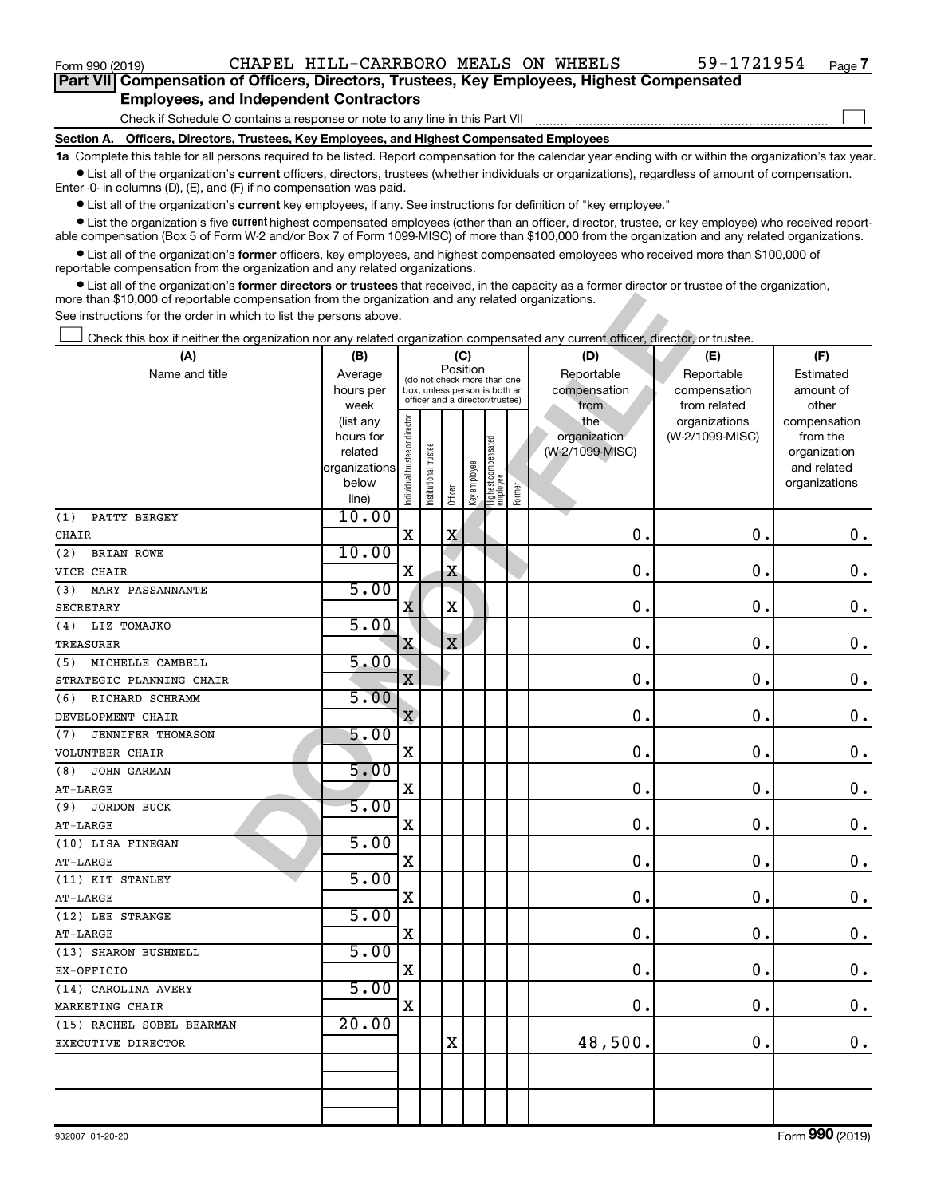Form 990 (2019) CHAPEL HILL-CARRBORO MEALS ON WHEELS 59-1721954 Page **7**

## Part VII Compensation of Officers, Directors, Trustees, Key Employees, Highest Compensated Employees, and Independent Contractors

Check if Schedule O contains a response or note to any line in this Part VII ☐

**Section A. Officers, Directors, Trustees, Key Employees, and Highest Compensated Employees**

**1a** Complete this table for all persons required to be listed. Report compensation for the calendar year ending with or within the organization's tax year.

- List all of the organization's **current** officers, directors, trustees (whether individuals or organizations), regardless of amount of compensation. Enter -0- in columns (D), (E), and (F) if no compensation was paid.
- List all of the organization's **current** key employees, if any. See instructions for definition of "key employee."
- List the organization's five **current** highest compensated employees (other than an officer, director, trustee, or key employee) who received reportable compensation (Box 5 of Form W-2 and/or Box 7 of Form 1099-MISC) of more than $100,000 from the organization and any related organizations.
- List all of the organization's **former** officers, key employees, and highest compensated employees who received more than $100,000 of reportable compensation from the organization and any related organizations.
- List all of the organization's **former directors or trustees** that received, in the capacity as a former director or trustee of the organization, more than $10,000 of reportable compensation from the organization and any related organizations.

See instructions for the order in which to list the persons above.

☐ Check this box if neither the organization nor any related organization compensated any current officer, director, or trustee.

| (A) Name and title | (B) Average hours per week (list any hours for related organizations below line) | (C) Position: Individual trustee or director | Institutional trustee | Officer | Key employee | Highest compensated employee | Former | (D) Reportable compensation from the organization (W-2/1099-MISC) | (E) Reportable compensation from related organizations (W-2/1099-MISC) | (F) Estimated amount of other compensation from the organization and related organizations |
|---|---|---|---|---|---|---|---|---|---|---|
| (1) PATTY BERGEY<br>CHAIR | 10.00 | X | | X | | | | 0. | 0. | 0. |
| (2) BRIAN ROWE<br>VICE CHAIR | 10.00 | X | | X | | | | 0. | 0. | 0. |
| (3) MARY PASSANNANTE<br>SECRETARY | 5.00 | X | | X | | | | 0. | 0. | 0. |
| (4) LIZ TOMAJKO<br>TREASURER | 5.00 | X | | X | | | | 0. | 0. | 0. |
| (5) MICHELLE CAMBELL<br>STRATEGIC PLANNING CHAIR | 5.00 | X | | | | | | 0. | 0. | 0. |
| (6) RICHARD SCHRAMM<br>DEVELOPMENT CHAIR | 5.00 | X | | | | | | 0. | 0. | 0. |
| (7) JENNIFER THOMASON<br>VOLUNTEER CHAIR | 5.00 | X | | | | | | 0. | 0. | 0. |
| (8) JOHN GARMAN<br>AT-LARGE | 5.00 | X | | | | | | 0. | 0. | 0. |
| (9) JORDON BUCK<br>AT-LARGE | 5.00 | X | | | | | | 0. | 0. | 0. |
| (10) LISA FINEGAN<br>AT-LARGE | 5.00 | X | | | | | | 0. | 0. | 0. |
| (11) KIT STANLEY<br>AT-LARGE | 5.00 | X | | | | | | 0. | 0. | 0. |
| (12) LEE STRANGE<br>AT-LARGE | 5.00 | X | | | | | | 0. | 0. | 0. |
| (13) SHARON BUSHNELL<br>EX-OFFICIO | 5.00 | X | | | | | | 0. | 0. | 0. |
| (14) CAROLINA AVERY<br>MARKETING CHAIR | 5.00 | X | | | | | | 0. | 0. | 0. |
| (15) RACHEL SOBEL BEARMAN<br>EXECUTIVE DIRECTOR | 20.00 | | | X | | | | 48,500. | 0. | 0. |

932007 01-20-20 Form **990** (2019)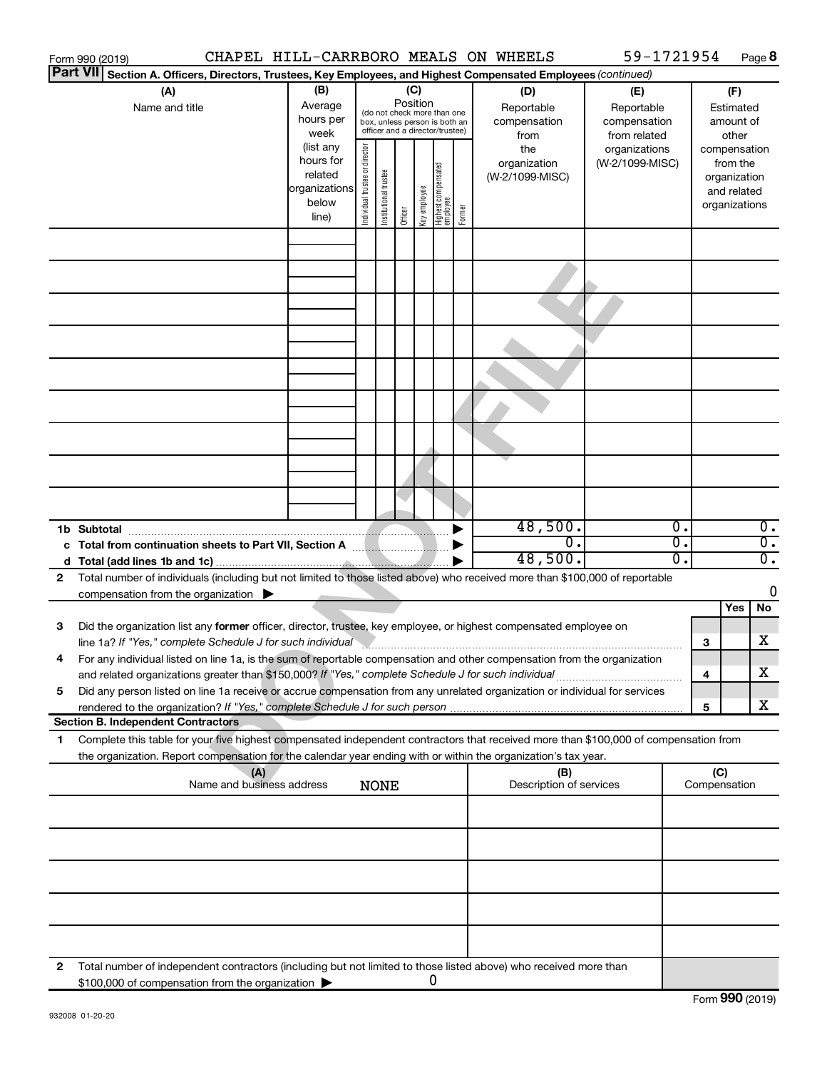Form 990 (2019) CHAPEL HILL-CARRBORO MEALS ON WHEELS 59-1721954 Page 8

**Part VII** **Section A. Officers, Directors, Trustees, Key Employees, and Highest Compensated Employees** *(continued)*

| (A) Name and title | (B) Average hours per week (list any hours for related organizations below line) | (C) Position (do not check more than one box, unless person is both an officer and a director/trustee): Individual trustee or director | Institutional trustee | Officer | Key employee | Highest compensated employee | Former | (D) Reportable compensation from the organization (W-2/1099-MISC) | (E) Reportable compensation from related organizations (W-2/1099-MISC) | (F) Estimated amount of other compensation from the organization and related organizations |
|---|---|---|---|---|---|---|---|---|---|---|
| | | | | | | | | | | |
| | | | | | | | | | | |
| | | | | | | | | | | |
| | | | | | | | | | | |
| | | | | | | | | | | |
| | | | | | | | | | | |
| | | | | | | | | | | |
| | | | | | | | | | | |
| | | | | | | | | | | |
| **1b Subtotal** | | | | | | | ▶ | 48,500. | 0. | 0. |
| **c Total from continuation sheets to Part VII, Section A** | | | | | | | ▶ | 0. | 0. | 0. |
| **d Total (add lines 1b and 1c)** | | | | | | | ▶ | 48,500. | 0. | 0. |

**2** Total number of individuals (including but not limited to those listed above) who received more than $100,000 of reportable compensation from the organization ▶ 0

| | | | Yes | No |
|---|---|---|---|---|
| **3** | Did the organization list any **former** officer, director, trustee, key employee, or highest compensated employee on line 1a? *If "Yes," complete Schedule J for such individual* | 3 | | X |
| **4** | For any individual listed on line 1a, is the sum of reportable compensation and other compensation from the organization and related organizations greater than $150,000? *If "Yes," complete Schedule J for such individual* | 4 | | X |
| **5** | Did any person listed on line 1a receive or accrue compensation from any unrelated organization or individual for services rendered to the organization? *If "Yes," complete Schedule J for such person* | 5 | | X |

**Section B. Independent Contractors**

**1** Complete this table for your five highest compensated independent contractors that received more than $100,000 of compensation from the organization. Report compensation for the calendar year ending with or within the organization's tax year.

| (A) Name and business address NONE | (B) Description of services | (C) Compensation |
|---|---|---|
| | | |
| | | |
| | | |
| | | |
| | | |

**2** Total number of independent contractors (including but not limited to those listed above) who received more than $100,000 of compensation from the organization ▶ 0

Form **990** (2019)

932008 01-20-20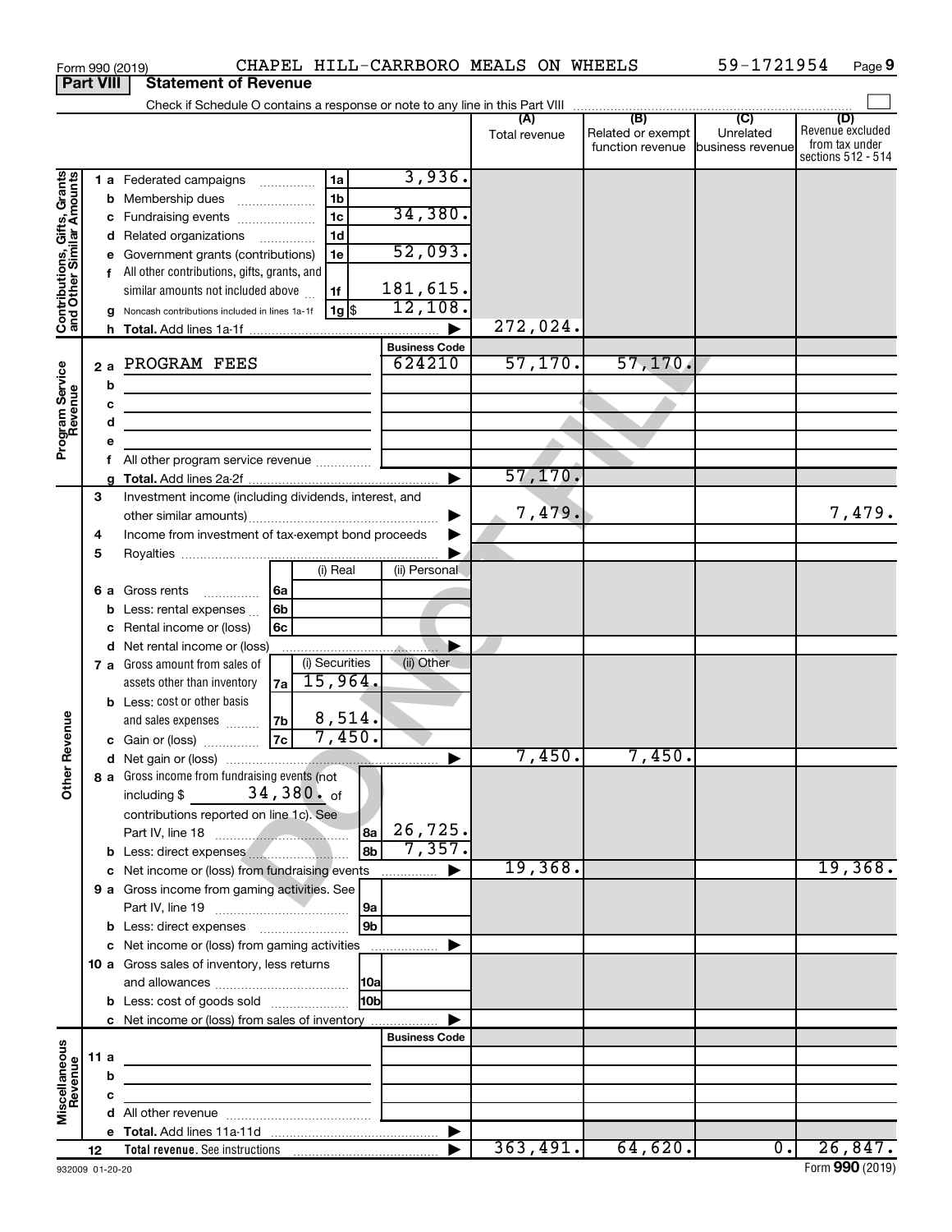Form 990 (2019) CHAPEL HILL-CARRBORO MEALS ON WHEELS 59-1721954 Page 9

**Part VIII Statement of Revenue**

Check if Schedule O contains a response or note to any line in this Part VIII

| | | | | (A) Total revenue | (B) Related or exempt function revenue | (C) Unrelated business revenue | (D) Revenue excluded from tax under sections 512 - 514 |
|---|---|---|---|---|---|---|---|
| **Contributions, Gifts, Grants and Other Similar Amounts** | 1 a Federated campaigns | 1a | 3,936. | | | | |
| | b Membership dues | 1b | | | | | |
| | c Fundraising events | 1c | 34,380. | | | | |
| | d Related organizations | 1d | | | | | |
| | e Government grants (contributions) | 1e | 52,093. | | | | |
| | f All other contributions, gifts, grants, and similar amounts not included above | 1f | 181,615. | | | | |
| | g Noncash contributions included in lines 1a-1f | 1g $ | 12,108. | | | | |
| | h Total. Add lines 1a-1f | | | 272,024. | | | |
| **Program Service Revenue** | | | Business Code | | | | |
| | 2 a PROGRAM FEES | | 624210 | 57,170. | 57,170. | | |
| | b | | | | | | |
| | c | | | | | | |
| | d | | | | | | |
| | e | | | | | | |
| | f All other program service revenue | | | | | | |
| | g Total. Add lines 2a-2f | | | 57,170. | | | |
| **Other Revenue** | 3 Investment income (including dividends, interest, and other similar amounts) | | | 7,479. | | | 7,479. |
| | 4 Income from investment of tax-exempt bond proceeds | | | | | | |
| | 5 Royalties | | | | | | |
| | | (i) Real | (ii) Personal | | | | |
| | 6 a Gross rents (6a) | | | | | | |
| | b Less: rental expenses (6b) | | | | | | |
| | c Rental income or (loss) (6c) | | | | | | |
| | d Net rental income or (loss) | | | | | | |
| | | (i) Securities | (ii) Other | | | | |
| | 7 a Gross amount from sales of assets other than inventory (7a) | 15,964. | | | | | |
| | b Less: cost or other basis and sales expenses (7b) | 8,514. | | | | | |
| | c Gain or (loss) (7c) | 7,450. | | | | | |
| | d Net gain or (loss) | | | 7,450. | 7,450. | | |
| | 8 a Gross income from fundraising events (not including $ 34,380. of contributions reported on line 1c). See Part IV, line 18 | 8a | 26,725. | | | | |
| | b Less: direct expenses | 8b | 7,357. | | | | |
| | c Net income or (loss) from fundraising events | | | 19,368. | | | 19,368. |
| | 9 a Gross income from gaming activities. See Part IV, line 19 | 9a | | | | | |
| | b Less: direct expenses | 9b | | | | | |
| | c Net income or (loss) from gaming activities | | | | | | |
| | 10 a Gross sales of inventory, less returns and allowances | 10a | | | | | |
| | b Less: cost of goods sold | 10b | | | | | |
| | c Net income or (loss) from sales of inventory | | | | | | |
| **Miscellaneous Revenue** | | | Business Code | | | | |
| | 11 a | | | | | | |
| | b | | | | | | |
| | c | | | | | | |
| | d All other revenue | | | | | | |
| | e Total. Add lines 11a-11d | | | | | | |
| | 12 **Total revenue.** See instructions | | | 363,491. | 64,620. | 0. | 26,847. |

932009 01-20-20 Form **990** (2019)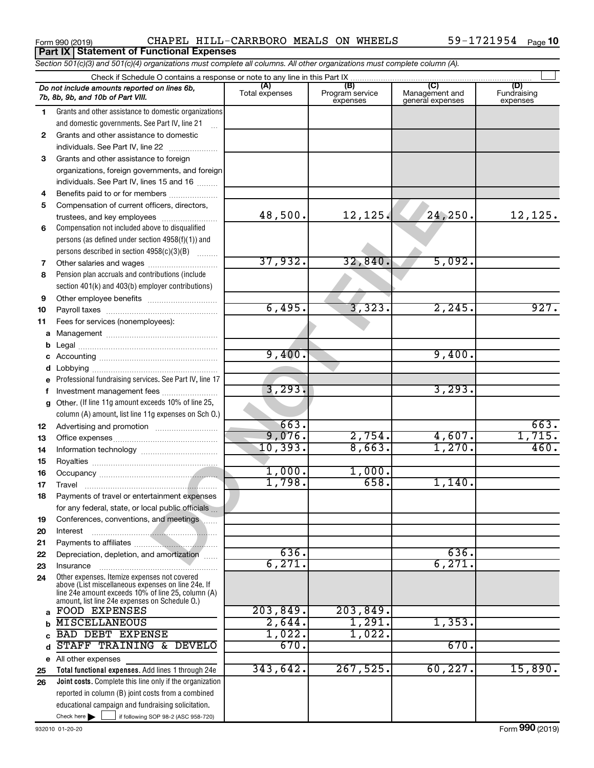Form 990 (2019) CHAPEL HILL-CARRBORO MEALS ON WHEELS 59-1721954

## Part IX Statement of Functional Expenses

*Section 501(c)(3) and 501(c)(4) organizations must complete all columns. All other organizations must complete column (A).*

Check if Schedule O contains a response or note to any line in this Part IX

| | *Do not include amounts reported on lines 6b, 7b, 8b, 9b, and 10b of Part VIII.* | (A) Total expenses | (B) Program service expenses | (C) Management and general expenses | (D) Fundraising expenses |
|---|---|---|---|---|---|
| 1 | Grants and other assistance to domestic organizations and domestic governments. See Part IV, line 21 | | | | |
| 2 | Grants and other assistance to domestic individuals. See Part IV, line 22 | | | | |
| 3 | Grants and other assistance to foreign organizations, foreign governments, and foreign individuals. See Part IV, lines 15 and 16 | | | | |
| 4 | Benefits paid to or for members | | | | |
| 5 | Compensation of current officers, directors, trustees, and key employees | 48,500. | 12,125. | 24,250. | 12,125. |
| 6 | Compensation not included above to disqualified persons (as defined under section 4958(f)(1)) and persons described in section 4958(c)(3)(B) | | | | |
| 7 | Other salaries and wages | 37,932. | 32,840. | 5,092. | |
| 8 | Pension plan accruals and contributions (include section 401(k) and 403(b) employer contributions) | | | | |
| 9 | Other employee benefits | | | | |
| 10 | Payroll taxes | 6,495. | 3,323. | 2,245. | 927. |
| 11 | Fees for services (nonemployees): | | | | |
| a | Management | | | | |
| b | Legal | | | | |
| c | Accounting | 9,400. | | 9,400. | |
| d | Lobbying | | | | |
| e | Professional fundraising services. See Part IV, line 17 | | | | |
| f | Investment management fees | 3,293. | | 3,293. | |
| g | Other. (If line 11g amount exceeds 10% of line 25, column (A) amount, list line 11g expenses on Sch O.) | | | | |
| 12 | Advertising and promotion | 663. | | | 663. |
| 13 | Office expenses | 9,076. | 2,754. | 4,607. | 1,715. |
| 14 | Information technology | 10,393. | 8,663. | 1,270. | 460. |
| 15 | Royalties | | | | |
| 16 | Occupancy | 1,000. | 1,000. | | |
| 17 | Travel | 1,798. | 658. | 1,140. | |
| 18 | Payments of travel or entertainment expenses for any federal, state, or local public officials | | | | |
| 19 | Conferences, conventions, and meetings | | | | |
| 20 | Interest | | | | |
| 21 | Payments to affiliates | | | | |
| 22 | Depreciation, depletion, and amortization | 636. | | 636. | |
| 23 | Insurance | 6,271. | | 6,271. | |
| 24 | Other expenses. Itemize expenses not covered above (List miscellaneous expenses on line 24e. If line 24e amount exceeds 10% of line 25, column (A) amount, list line 24e expenses on Schedule O.) | | | | |
| a | FOOD EXPENSES | 203,849. | 203,849. | | |
| b | MISCELLANEOUS | 2,644. | 1,291. | 1,353. | |
| c | BAD DEBT EXPENSE | 1,022. | 1,022. | | |
| d | STAFF TRAINING & DEVELO | 670. | | 670. | |
| e | All other expenses | | | | |
| 25 | **Total functional expenses.** Add lines 1 through 24e | 343,642. | 267,525. | 60,227. | 15,890. |
| 26 | **Joint costs.** Complete this line only if the organization reported in column (B) joint costs from a combined educational campaign and fundraising solicitation. Check here ☐ if following SOP 98-2 (ASC 958-720) | | | | |

932010 01-20-20 Form **990** (2019)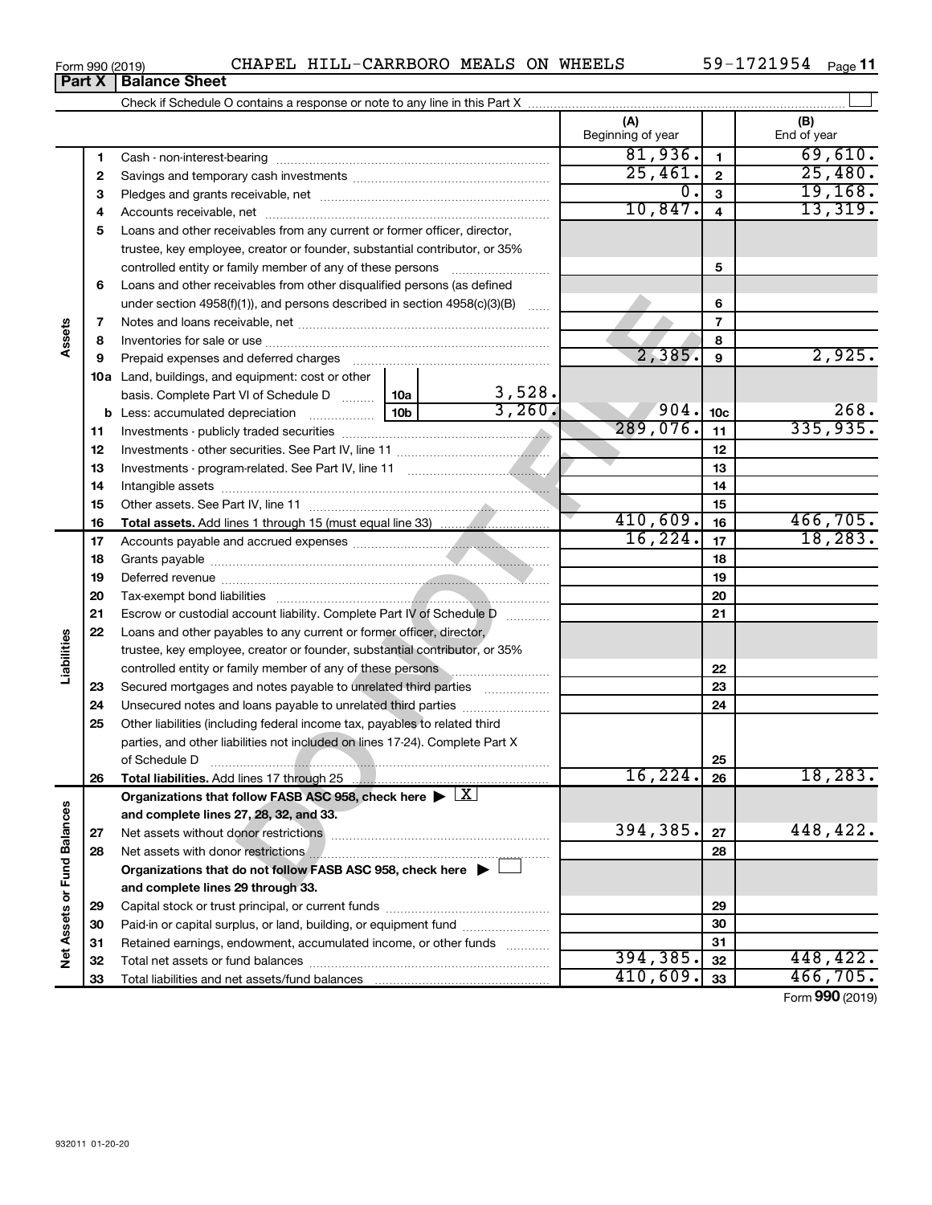Form 990 (2019) CHAPEL HILL-CARRBORO MEALS ON WHEELS 59-1721954 Page 11

## Part X Balance Sheet

Check if Schedule O contains a response or note to any line in this Part X

| | | | (A) Beginning of year | | (B) End of year |
|---|---|---|---|---|---|
| Assets | 1 | Cash - non-interest-bearing | 81,936. | 1 | 69,610. |
| | 2 | Savings and temporary cash investments | 25,461. | 2 | 25,480. |
| | 3 | Pledges and grants receivable, net | 0. | 3 | 19,168. |
| | 4 | Accounts receivable, net | 10,847. | 4 | 13,319. |
| | 5 | Loans and other receivables from any current or former officer, director, trustee, key employee, creator or founder, substantial contributor, or 35% controlled entity or family member of any of these persons | | 5 | |
| | 6 | Loans and other receivables from other disqualified persons (as defined under section 4958(f)(1)), and persons described in section 4958(c)(3)(B) | | 6 | |
| | 7 | Notes and loans receivable, net | | 7 | |
| | 8 | Inventories for sale or use | | 8 | |
| | 9 | Prepaid expenses and deferred charges | 2,385. | 9 | 2,925. |
| | 10a | Land, buildings, and equipment: cost or other basis. Complete Part VI of Schedule D — 10a: 3,528. | | | |
| | b | Less: accumulated depreciation — 10b: 3,260. | 904. | 10c | 268. |
| | 11 | Investments - publicly traded securities | 289,076. | 11 | 335,935. |
| | 12 | Investments - other securities. See Part IV, line 11 | | 12 | |
| | 13 | Investments - program-related. See Part IV, line 11 | | 13 | |
| | 14 | Intangible assets | | 14 | |
| | 15 | Other assets. See Part IV, line 11 | | 15 | |
| | 16 | **Total assets.** Add lines 1 through 15 (must equal line 33) | 410,609. | 16 | 466,705. |
| Liabilities | 17 | Accounts payable and accrued expenses | 16,224. | 17 | 18,283. |
| | 18 | Grants payable | | 18 | |
| | 19 | Deferred revenue | | 19 | |
| | 20 | Tax-exempt bond liabilities | | 20 | |
| | 21 | Escrow or custodial account liability. Complete Part IV of Schedule D | | 21 | |
| | 22 | Loans and other payables to any current or former officer, director, trustee, key employee, creator or founder, substantial contributor, or 35% controlled entity or family member of any of these persons | | 22 | |
| | 23 | Secured mortgages and notes payable to unrelated third parties | | 23 | |
| | 24 | Unsecured notes and loans payable to unrelated third parties | | 24 | |
| | 25 | Other liabilities (including federal income tax, payables to related third parties, and other liabilities not included on lines 17-24). Complete Part X of Schedule D | | 25 | |
| | 26 | **Total liabilities.** Add lines 17 through 25 | 16,224. | 26 | 18,283. |
| Net Assets or Fund Balances | | **Organizations that follow FASB ASC 958, check here** ▶ [X] **and complete lines 27, 28, 32, and 33.** | | | |
| | 27 | Net assets without donor restrictions | 394,385. | 27 | 448,422. |
| | 28 | Net assets with donor restrictions | | 28 | |
| | | **Organizations that do not follow FASB ASC 958, check here** ▶ [ ] **and complete lines 29 through 33.** | | | |
| | 29 | Capital stock or trust principal, or current funds | | 29 | |
| | 30 | Paid-in or capital surplus, or land, building, or equipment fund | | 30 | |
| | 31 | Retained earnings, endowment, accumulated income, or other funds | | 31 | |
| | 32 | Total net assets or fund balances | 394,385. | 32 | 448,422. |
| | 33 | Total liabilities and net assets/fund balances | 410,609. | 33 | 466,705. |

Form **990** (2019)

932011 01-20-20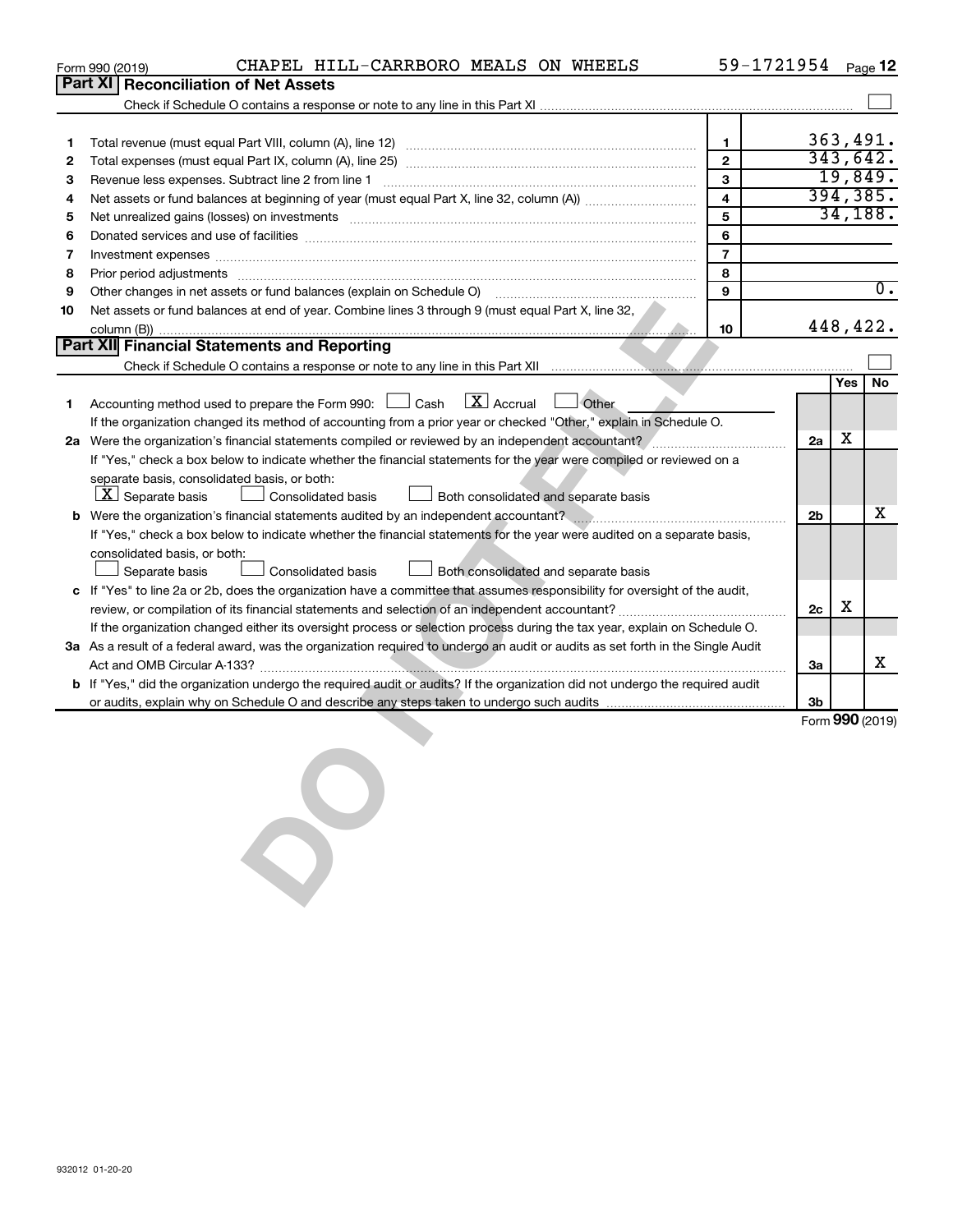Form 990 (2019) CHAPEL HILL-CARRBORO MEALS ON WHEELS 59-1721954 Page 12

## Part XI Reconciliation of Net Assets

Check if Schedule O contains a response or note to any line in this Part XI ☐

| | | | |
|---|---|---|---|
| 1 | Total revenue (must equal Part VIII, column (A), line 12) | 1 | 363,491. |
| 2 | Total expenses (must equal Part IX, column (A), line 25) | 2 | 343,642. |
| 3 | Revenue less expenses. Subtract line 2 from line 1 | 3 | 19,849. |
| 4 | Net assets or fund balances at beginning of year (must equal Part X, line 32, column (A)) | 4 | 394,385. |
| 5 | Net unrealized gains (losses) on investments | 5 | 34,188. |
| 6 | Donated services and use of facilities | 6 | |
| 7 | Investment expenses | 7 | |
| 8 | Prior period adjustments | 8 | |
| 9 | Other changes in net assets or fund balances (explain on Schedule O) | 9 | 0. |
| 10 | Net assets or fund balances at end of year. Combine lines 3 through 9 (must equal Part X, line 32, column (B)) | 10 | 448,422. |

## Part XII Financial Statements and Reporting

Check if Schedule O contains a response or note to any line in this Part XII ☐

| | | | Yes | No |
|---|---|---|---|---|
| 1 | Accounting method used to prepare the Form 990: ☐ Cash ☒ Accrual ☐ Other<br>If the organization changed its method of accounting from a prior year or checked "Other," explain in Schedule O. | | | |
| 2a | Were the organization's financial statements compiled or reviewed by an independent accountant?<br>If "Yes," check a box below to indicate whether the financial statements for the year were compiled or reviewed on a separate basis, consolidated basis, or both:<br>☒ Separate basis ☐ Consolidated basis ☐ Both consolidated and separate basis | 2a | X | |
| b | Were the organization's financial statements audited by an independent accountant?<br>If "Yes," check a box below to indicate whether the financial statements for the year were audited on a separate basis, consolidated basis, or both:<br>☐ Separate basis ☐ Consolidated basis ☐ Both consolidated and separate basis | 2b | | X |
| c | If "Yes" to line 2a or 2b, does the organization have a committee that assumes responsibility for oversight of the audit, review, or compilation of its financial statements and selection of an independent accountant?<br>If the organization changed either its oversight process or selection process during the tax year, explain on Schedule O. | 2c | X | |
| 3a | As a result of a federal award, was the organization required to undergo an audit or audits as set forth in the Single Audit Act and OMB Circular A-133? | 3a | | X |
| b | If "Yes," did the organization undergo the required audit or audits? If the organization did not undergo the required audit or audits, explain why on Schedule O and describe any steps taken to undergo such audits | 3b | | |

Form **990** (2019)

932012 01-20-20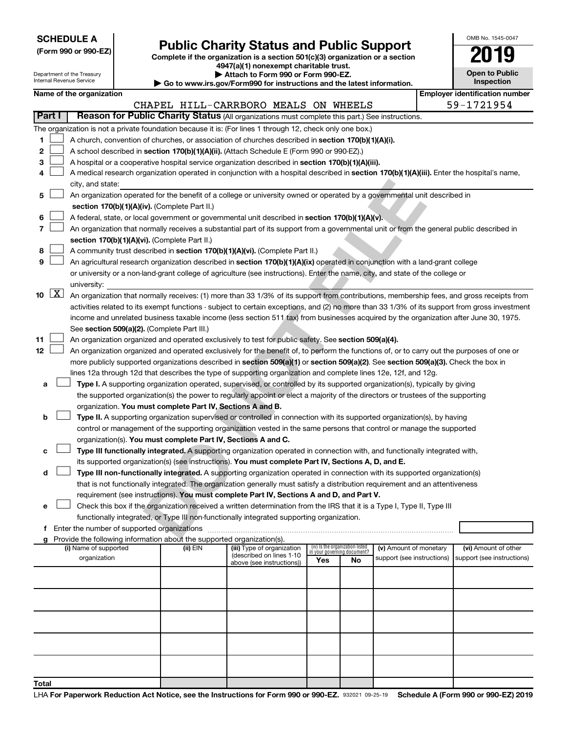**SCHEDULE A**
**(Form 990 or 990-EZ)**

Department of the Treasury
Internal Revenue Service

# Public Charity Status and Public Support

**Complete if the organization is a section 501(c)(3) organization or a section 4947(a)(1) nonexempt charitable trust.**
**▶ Attach to Form 990 or Form 990-EZ.**
**▶ Go to www.irs.gov/Form990 for instructions and the latest information.**

OMB No. 1545-0047

**2019**

**Open to Public Inspection**

**Name of the organization**
CHAPEL HILL-CARRBORO MEALS ON WHEELS

**Employer identification number**
59-1721954

**Part I** **Reason for Public Charity Status** (All organizations must complete this part.) See instructions.

The organization is not a private foundation because it is: (For lines 1 through 12, check only one box.)

1 ☐ A church, convention of churches, or association of churches described in **section 170(b)(1)(A)(i).**

2 ☐ A school described in **section 170(b)(1)(A)(ii).** (Attach Schedule E (Form 990 or 990-EZ).)

3 ☐ A hospital or a cooperative hospital service organization described in **section 170(b)(1)(A)(iii).**

4 ☐ A medical research organization operated in conjunction with a hospital described in **section 170(b)(1)(A)(iii).** Enter the hospital's name, city, and state:

5 ☐ An organization operated for the benefit of a college or university owned or operated by a governmental unit described in **section 170(b)(1)(A)(iv).** (Complete Part II.)

6 ☐ A federal, state, or local government or governmental unit described in **section 170(b)(1)(A)(v).**

7 ☐ An organization that normally receives a substantial part of its support from a governmental unit or from the general public described in **section 170(b)(1)(A)(vi).** (Complete Part II.)

8 ☐ A community trust described in **section 170(b)(1)(A)(vi).** (Complete Part II.)

9 ☐ An agricultural research organization described in **section 170(b)(1)(A)(ix)** operated in conjunction with a land-grant college or university or a non-land-grant college of agriculture (see instructions). Enter the name, city, and state of the college or university:

10 ☒ An organization that normally receives: (1) more than 33 1/3% of its support from contributions, membership fees, and gross receipts from activities related to its exempt functions - subject to certain exceptions, and (2) no more than 33 1/3% of its support from gross investment income and unrelated business taxable income (less section 511 tax) from businesses acquired by the organization after June 30, 1975. See **section 509(a)(2).** (Complete Part III.)

11 ☐ An organization organized and operated exclusively to test for public safety. See **section 509(a)(4).**

12 ☐ An organization organized and operated exclusively for the benefit of, to perform the functions of, or to carry out the purposes of one or more publicly supported organizations described in **section 509(a)(1)** or **section 509(a)(2)**. See **section 509(a)(3).** Check the box in lines 12a through 12d that describes the type of supporting organization and complete lines 12e, 12f, and 12g.

a ☐ **Type I.** A supporting organization operated, supervised, or controlled by its supported organization(s), typically by giving the supported organization(s) the power to regularly appoint or elect a majority of the directors or trustees of the supporting organization. **You must complete Part IV, Sections A and B.**

b ☐ **Type II.** A supporting organization supervised or controlled in connection with its supported organization(s), by having control or management of the supporting organization vested in the same persons that control or manage the supported organization(s). **You must complete Part IV, Sections A and C.**

c ☐ **Type III functionally integrated.** A supporting organization operated in connection with, and functionally integrated with, its supported organization(s) (see instructions). **You must complete Part IV, Sections A, D, and E.**

d ☐ **Type III non-functionally integrated.** A supporting organization operated in connection with its supported organization(s) that is not functionally integrated. The organization generally must satisfy a distribution requirement and an attentiveness requirement (see instructions). **You must complete Part IV, Sections A and D, and Part V.**

e ☐ Check this box if the organization received a written determination from the IRS that it is a Type I, Type II, Type III functionally integrated, or Type III non-functionally integrated supporting organization.

f Enter the number of supported organizations

g Provide the following information about the supported organization(s).

| (i) Name of supported organization | (ii) EIN | (iii) Type of organization (described on lines 1-10 above (see instructions)) | (iv) Is the organization listed in your governing document? Yes | No | (v) Amount of monetary support (see instructions) | (vi) Amount of other support (see instructions) |
|---|---|---|---|---|---|---|
| | | | | | | |
| | | | | | | |
| | | | | | | |
| | | | | | | |
| | | | | | | |
| **Total** | | | | | | |

LHA **For Paperwork Reduction Act Notice, see the Instructions for Form 990 or 990-EZ.** 932021 09-25-19 **Schedule A (Form 990 or 990-EZ) 2019**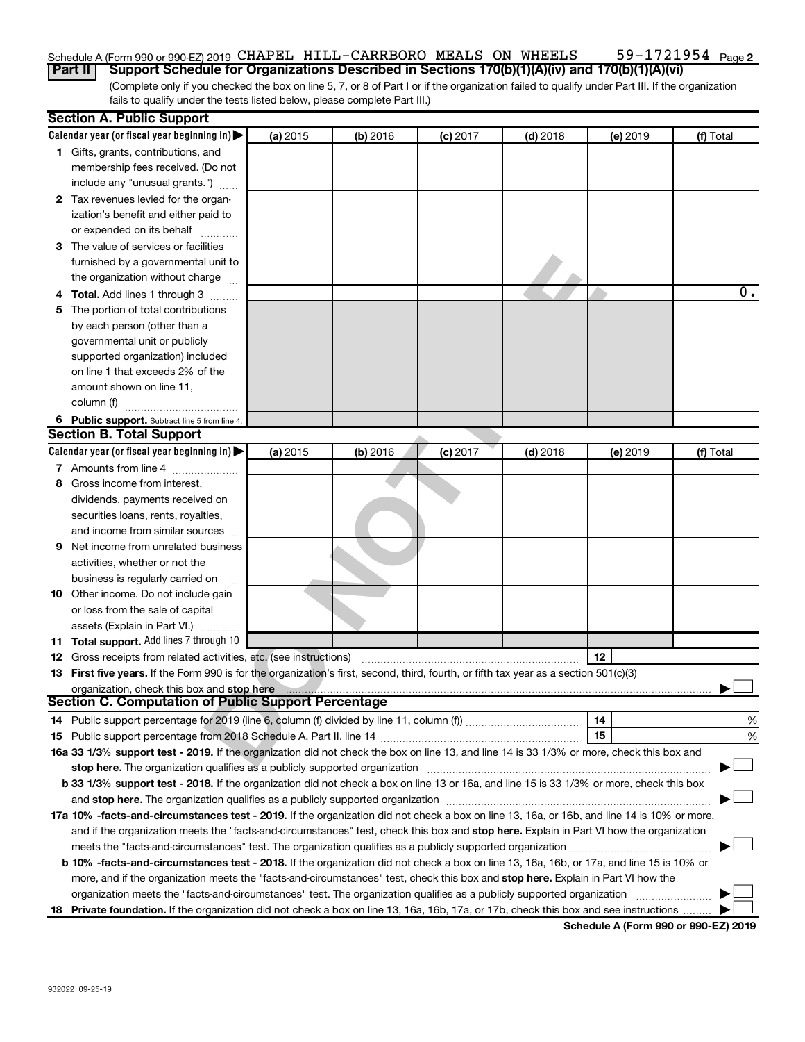Schedule A (Form 990 or 990-EZ) 2019 CHAPEL HILL-CARRBORO MEALS ON WHEELS 59-1721954 Page 2

**Part II Support Schedule for Organizations Described in Sections 170(b)(1)(A)(iv) and 170(b)(1)(A)(vi)**

(Complete only if you checked the box on line 5, 7, or 8 of Part I or if the organization failed to qualify under Part III. If the organization fails to qualify under the tests listed below, please complete Part III.)

**Section A. Public Support**

| Calendar year (or fiscal year beginning in) ▶ | (a) 2015 | (b) 2016 | (c) 2017 | (d) 2018 | (e) 2019 | (f) Total |
|---|---|---|---|---|---|---|
| 1 Gifts, grants, contributions, and membership fees received. (Do not include any "unusual grants.") | | | | | | |
| 2 Tax revenues levied for the organization's benefit and either paid to or expended on its behalf | | | | | | |
| 3 The value of services or facilities furnished by a governmental unit to the organization without charge | | | | | | |
| 4 **Total.** Add lines 1 through 3 | | | | | | 0. |
| 5 The portion of total contributions by each person (other than a governmental unit or publicly supported organization) included on line 1 that exceeds 2% of the amount shown on line 11, column (f) | | | | | | |
| 6 **Public support.** Subtract line 5 from line 4. | | | | | | |

**Section B. Total Support**

| Calendar year (or fiscal year beginning in) ▶ | (a) 2015 | (b) 2016 | (c) 2017 | (d) 2018 | (e) 2019 | (f) Total |
|---|---|---|---|---|---|---|
| 7 Amounts from line 4 | | | | | | |
| 8 Gross income from interest, dividends, payments received on securities loans, rents, royalties, and income from similar sources | | | | | | |
| 9 Net income from unrelated business activities, whether or not the business is regularly carried on | | | | | | |
| 10 Other income. Do not include gain or loss from the sale of capital assets (Explain in Part VI.) | | | | | | |
| 11 **Total support.** Add lines 7 through 10 | | | | | | |

12 Gross receipts from related activities, etc. (see instructions) | 12 |

13 **First five years.** If the Form 990 is for the organization's first, second, third, fourth, or fifth tax year as a section 501(c)(3) organization, check this box and **stop here** ▶ ☐

**Section C. Computation of Public Support Percentage**

14 Public support percentage for 2019 (line 6, column (f) divided by line 11, column (f)) | 14 | %

15 Public support percentage from 2018 Schedule A, Part II, line 14 | 15 | %

**16a 33 1/3% support test - 2019.** If the organization did not check the box on line 13, and line 14 is 33 1/3% or more, check this box and **stop here.** The organization qualifies as a publicly supported organization ▶ ☐

**b 33 1/3% support test - 2018.** If the organization did not check a box on line 13 or 16a, and line 15 is 33 1/3% or more, check this box and **stop here.** The organization qualifies as a publicly supported organization ▶ ☐

**17a 10% -facts-and-circumstances test - 2019.** If the organization did not check a box on line 13, 16a, or 16b, and line 14 is 10% or more, and if the organization meets the "facts-and-circumstances" test, check this box and **stop here.** Explain in Part VI how the organization meets the "facts-and-circumstances" test. The organization qualifies as a publicly supported organization ▶ ☐

**b 10% -facts-and-circumstances test - 2018.** If the organization did not check a box on line 13, 16a, 16b, or 17a, and line 15 is 10% or more, and if the organization meets the "facts-and-circumstances" test, check this box and **stop here.** Explain in Part VI how the organization meets the "facts-and-circumstances" test. The organization qualifies as a publicly supported organization ▶ ☐

**18 Private foundation.** If the organization did not check a box on line 13, 16a, 16b, 17a, or 17b, check this box and see instructions ▶ ☐

**Schedule A (Form 990 or 990-EZ) 2019**

932022 09-25-19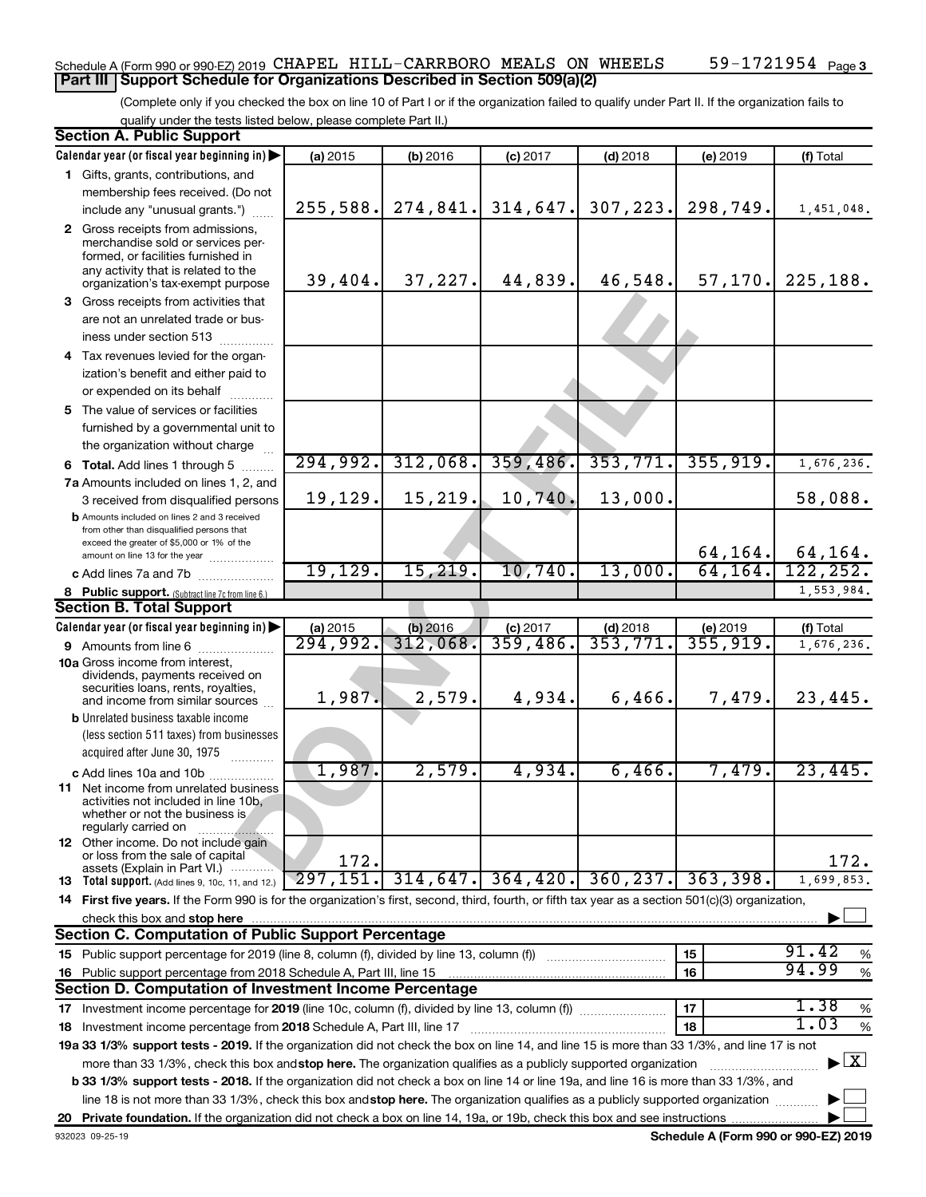Schedule A (Form 990 or 990-EZ) 2019 CHAPEL HILL-CARRBORO MEALS ON WHEELS 59-1721954 Page 3

## Part III Support Schedule for Organizations Described in Section 509(a)(2)

(Complete only if you checked the box on line 10 of Part I or if the organization failed to qualify under Part II. If the organization fails to qualify under the tests listed below, please complete Part II.)

### Section A. Public Support

| Calendar year (or fiscal year beginning in) | (a) 2015 | (b) 2016 | (c) 2017 | (d) 2018 | (e) 2019 | (f) Total |
|---|---|---|---|---|---|---|
| 1 Gifts, grants, contributions, and membership fees received. (Do not include any "unusual grants.") | 255,588. | 274,841. | 314,647. | 307,223. | 298,749. | 1,451,048. |
| 2 Gross receipts from admissions, merchandise sold or services performed, or facilities furnished in any activity that is related to the organization's tax-exempt purpose | 39,404. | 37,227. | 44,839. | 46,548. | 57,170. | 225,188. |
| 3 Gross receipts from activities that are not an unrelated trade or business under section 513 | | | | | | |
| 4 Tax revenues levied for the organization's benefit and either paid to or expended on its behalf | | | | | | |
| 5 The value of services or facilities furnished by a governmental unit to the organization without charge | | | | | | |
| 6 Total. Add lines 1 through 5 | 294,992. | 312,068. | 359,486. | 353,771. | 355,919. | 1,676,236. |
| 7a Amounts included on lines 1, 2, and 3 received from disqualified persons | 19,129. | 15,219. | 10,740. | 13,000. | | 58,088. |
| b Amounts included on lines 2 and 3 received from other than disqualified persons that exceed the greater of $5,000 or 1% of the amount on line 13 for the year | | | | | 64,164. | 64,164. |
| c Add lines 7a and 7b | 19,129. | 15,219. | 10,740. | 13,000. | 64,164. | 122,252. |
| 8 Public support. (Subtract line 7c from line 6.) | | | | | | 1,553,984. |

### Section B. Total Support

| Calendar year (or fiscal year beginning in) | (a) 2015 | (b) 2016 | (c) 2017 | (d) 2018 | (e) 2019 | (f) Total |
|---|---|---|---|---|---|---|
| 9 Amounts from line 6 | 294,992. | 312,068. | 359,486. | 353,771. | 355,919. | 1,676,236. |
| 10a Gross income from interest, dividends, payments received on securities loans, rents, royalties, and income from similar sources | 1,987. | 2,579. | 4,934. | 6,466. | 7,479. | 23,445. |
| b Unrelated business taxable income (less section 511 taxes) from businesses acquired after June 30, 1975 | | | | | | |
| c Add lines 10a and 10b | 1,987. | 2,579. | 4,934. | 6,466. | 7,479. | 23,445. |
| 11 Net income from unrelated business activities not included in line 10b, whether or not the business is regularly carried on | | | | | | |
| 12 Other income. Do not include gain or loss from the sale of capital assets (Explain in Part VI.) | 172. | | | | | 172. |
| 13 Total support. (Add lines 9, 10c, 11, and 12.) | 297,151. | 314,647. | 364,420. | 360,237. | 363,398. | 1,699,853. |

14 First five years. If the Form 990 is for the organization's first, second, third, fourth, or fifth tax year as a section 501(c)(3) organization, check this box and stop here ☐

### Section C. Computation of Public Support Percentage

| | | |
|---|---|---|
| 15 Public support percentage for 2019 (line 8, column (f), divided by line 13, column (f)) | 15 | 91.42 % |
| 16 Public support percentage from 2018 Schedule A, Part III, line 15 | 16 | 94.99 % |

### Section D. Computation of Investment Income Percentage

| | | |
|---|---|---|
| 17 Investment income percentage for 2019 (line 10c, column (f), divided by line 13, column (f)) | 17 | 1.38 % |
| 18 Investment income percentage from 2018 Schedule A, Part III, line 17 | 18 | 1.03 % |

19a 33 1/3% support tests - 2019. If the organization did not check the box on line 14, and line 15 is more than 33 1/3%, and line 17 is not more than 33 1/3%, check this box and stop here. The organization qualifies as a publicly supported organization ☒

b 33 1/3% support tests - 2018. If the organization did not check a box on line 14 or line 19a, and line 16 is more than 33 1/3%, and line 18 is not more than 33 1/3%, check this box and stop here. The organization qualifies as a publicly supported organization ☐

20 Private foundation. If the organization did not check a box on line 14, 19a, or 19b, check this box and see instructions ☐

932023 09-25-19 Schedule A (Form 990 or 990-EZ) 2019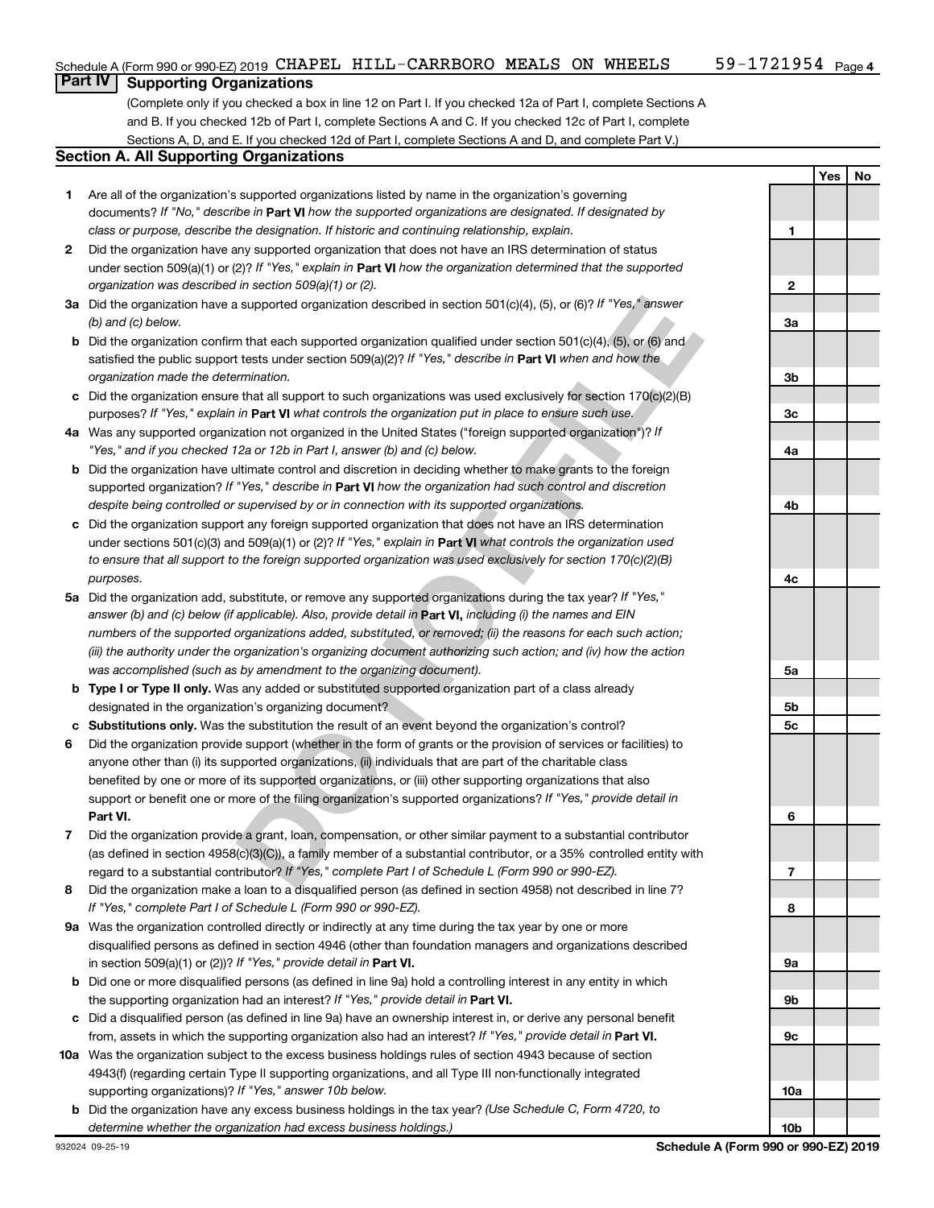Schedule A (Form 990 or 990-EZ) 2019 CHAPEL HILL-CARRBORO MEALS ON WHEELS 59-1721954 Page 4

## Part IV Supporting Organizations

(Complete only if you checked a box in line 12 on Part I. If you checked 12a of Part I, complete Sections A and B. If you checked 12b of Part I, complete Sections A and C. If you checked 12c of Part I, complete Sections A, D, and E. If you checked 12d of Part I, complete Sections A and D, and complete Part V.)

### Section A. All Supporting Organizations

| | | Line | Yes | No |
|---|---|---|---|---|
| **1** | Are all of the organization's supported organizations listed by name in the organization's governing documents? *If "No," describe in* **Part VI** *how the supported organizations are designated. If designated by class or purpose, describe the designation. If historic and continuing relationship, explain.* | 1 | | |
| **2** | Did the organization have any supported organization that does not have an IRS determination of status under section 509(a)(1) or (2)? *If "Yes," explain in* **Part VI** *how the organization determined that the supported organization was described in section 509(a)(1) or (2).* | 2 | | |
| **3a** | Did the organization have a supported organization described in section 501(c)(4), (5), or (6)? *If "Yes," answer (b) and (c) below.* | 3a | | |
| **b** | Did the organization confirm that each supported organization qualified under section 501(c)(4), (5), or (6) and satisfied the public support tests under section 509(a)(2)? *If "Yes," describe in* **Part VI** *when and how the organization made the determination.* | 3b | | |
| **c** | Did the organization ensure that all support to such organizations was used exclusively for section 170(c)(2)(B) purposes? *If "Yes," explain in* **Part VI** *what controls the organization put in place to ensure such use.* | 3c | | |
| **4a** | Was any supported organization not organized in the United States ("foreign supported organization")? *If "Yes," and if you checked 12a or 12b in Part I, answer (b) and (c) below.* | 4a | | |
| **b** | Did the organization have ultimate control and discretion in deciding whether to make grants to the foreign supported organization? *If "Yes," describe in* **Part VI** *how the organization had such control and discretion despite being controlled or supervised by or in connection with its supported organizations.* | 4b | | |
| **c** | Did the organization support any foreign supported organization that does not have an IRS determination under sections 501(c)(3) and 509(a)(1) or (2)? *If "Yes," explain in* **Part VI** *what controls the organization used to ensure that all support to the foreign supported organization was used exclusively for section 170(c)(2)(B) purposes.* | 4c | | |
| **5a** | Did the organization add, substitute, or remove any supported organizations during the tax year? *If "Yes," answer (b) and (c) below (if applicable). Also, provide detail in* **Part VI,** *including (i) the names and EIN numbers of the supported organizations added, substituted, or removed; (ii) the reasons for each such action; (iii) the authority under the organization's organizing document authorizing such action; and (iv) how the action was accomplished (such as by amendment to the organizing document).* | 5a | | |
| **b** | **Type I or Type II only.** Was any added or substituted supported organization part of a class already designated in the organization's organizing document? | 5b | | |
| **c** | **Substitutions only.** Was the substitution the result of an event beyond the organization's control? | 5c | | |
| **6** | Did the organization provide support (whether in the form of grants or the provision of services or facilities) to anyone other than (i) its supported organizations, (ii) individuals that are part of the charitable class benefited by one or more of its supported organizations, or (iii) other supporting organizations that also support or benefit one or more of the filing organization's supported organizations? *If "Yes," provide detail in* **Part VI.** | 6 | | |
| **7** | Did the organization provide a grant, loan, compensation, or other similar payment to a substantial contributor (as defined in section 4958(c)(3)(C)), a family member of a substantial contributor, or a 35% controlled entity with regard to a substantial contributor? *If "Yes," complete Part I of Schedule L (Form 990 or 990-EZ).* | 7 | | |
| **8** | Did the organization make a loan to a disqualified person (as defined in section 4958) not described in line 7? *If "Yes," complete Part I of Schedule L (Form 990 or 990-EZ).* | 8 | | |
| **9a** | Was the organization controlled directly or indirectly at any time during the tax year by one or more disqualified persons as defined in section 4946 (other than foundation managers and organizations described in section 509(a)(1) or (2))? *If "Yes," provide detail in* **Part VI.** | 9a | | |
| **b** | Did one or more disqualified persons (as defined in line 9a) hold a controlling interest in any entity in which the supporting organization had an interest? *If "Yes," provide detail in* **Part VI.** | 9b | | |
| **c** | Did a disqualified person (as defined in line 9a) have an ownership interest in, or derive any personal benefit from, assets in which the supporting organization also had an interest? *If "Yes," provide detail in* **Part VI.** | 9c | | |
| **10a** | Was the organization subject to the excess business holdings rules of section 4943 because of section 4943(f) (regarding certain Type II supporting organizations, and all Type III non-functionally integrated supporting organizations)? *If "Yes," answer 10b below.* | 10a | | |
| **b** | Did the organization have any excess business holdings in the tax year? *(Use Schedule C, Form 4720, to determine whether the organization had excess business holdings.)* | 10b | | |

932024 09-25-19 **Schedule A (Form 990 or 990-EZ) 2019**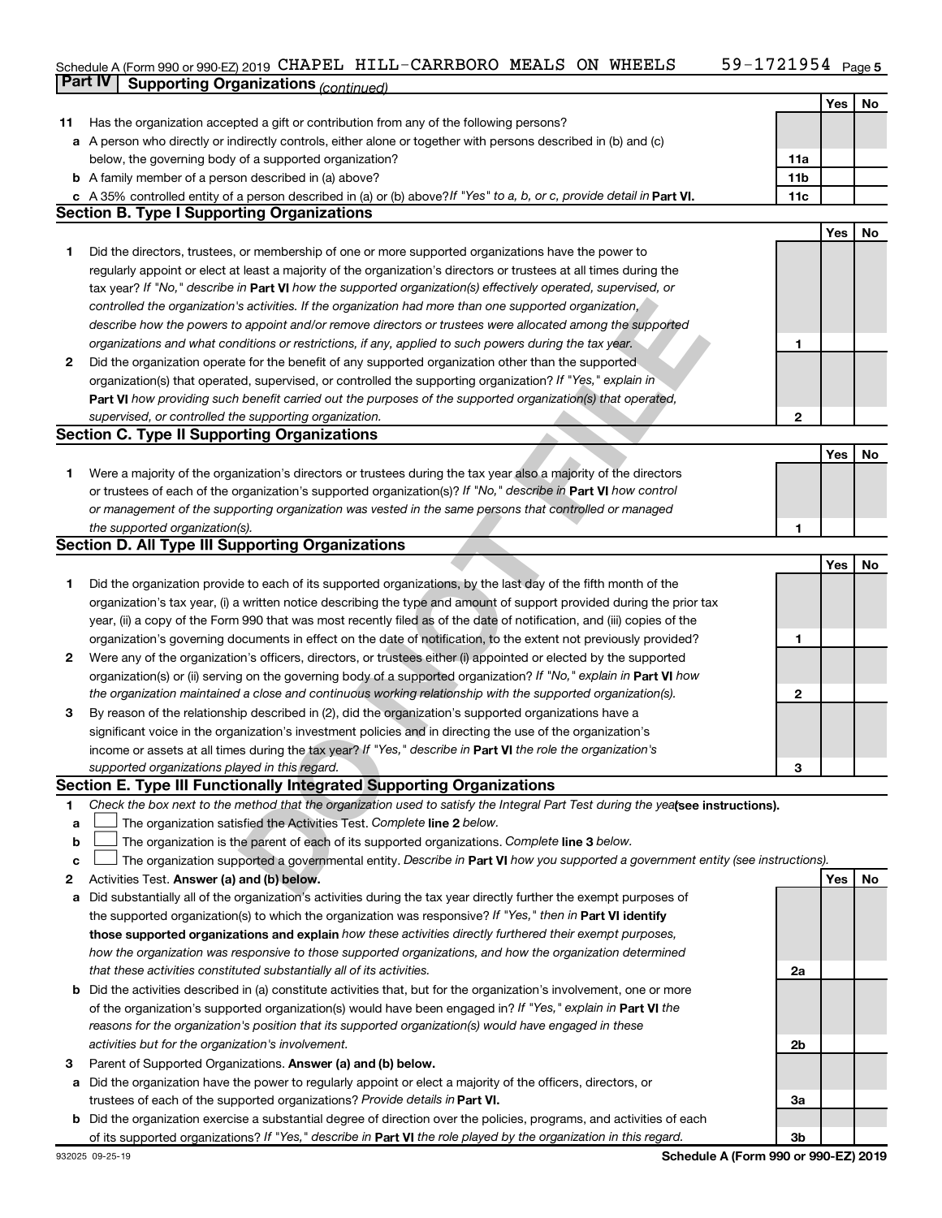Schedule A (Form 990 or 990-EZ) 2019 CHAPEL HILL-CARRBORO MEALS ON WHEELS 59-1721954 Page 5

## Part IV Supporting Organizations *(continued)*

| | | | Yes | No |
|---|---|---|---|---|
| **11** | Has the organization accepted a gift or contribution from any of the following persons? | | | |
| **a** | A person who directly or indirectly controls, either alone or together with persons described in (b) and (c) below, the governing body of a supported organization? | **11a** | | |
| **b** | A family member of a person described in (a) above? | **11b** | | |
| **c** | A 35% controlled entity of a person described in (a) or (b) above? *If "Yes" to a, b, or c, provide detail in* **Part VI.** | **11c** | | |

### Section B. Type I Supporting Organizations

| | | | Yes | No |
|---|---|---|---|---|
| **1** | Did the directors, trustees, or membership of one or more supported organizations have the power to regularly appoint or elect at least a majority of the organization's directors or trustees at all times during the tax year? *If "No," describe in* **Part VI** *how the supported organization(s) effectively operated, supervised, or controlled the organization's activities. If the organization had more than one supported organization, describe how the powers to appoint and/or remove directors or trustees were allocated among the supported organizations and what conditions or restrictions, if any, applied to such powers during the tax year.* | **1** | | |
| **2** | Did the organization operate for the benefit of any supported organization other than the supported organization(s) that operated, supervised, or controlled the supporting organization? *If "Yes," explain in* **Part VI** *how providing such benefit carried out the purposes of the supported organization(s) that operated, supervised, or controlled the supporting organization.* | **2** | | |

### Section C. Type II Supporting Organizations

| | | | Yes | No |
|---|---|---|---|---|
| **1** | Were a majority of the organization's directors or trustees during the tax year also a majority of the directors or trustees of each of the organization's supported organization(s)? *If "No," describe in* **Part VI** *how control or management of the supporting organization was vested in the same persons that controlled or managed the supported organization(s).* | **1** | | |

### Section D. All Type III Supporting Organizations

| | | | Yes | No |
|---|---|---|---|---|
| **1** | Did the organization provide to each of its supported organizations, by the last day of the fifth month of the organization's tax year, (i) a written notice describing the type and amount of support provided during the prior tax year, (ii) a copy of the Form 990 that was most recently filed as of the date of notification, and (iii) copies of the organization's governing documents in effect on the date of notification, to the extent not previously provided? | **1** | | |
| **2** | Were any of the organization's officers, directors, or trustees either (i) appointed or elected by the supported organization(s) or (ii) serving on the governing body of a supported organization? *If "No," explain in* **Part VI** *how the organization maintained a close and continuous working relationship with the supported organization(s).* | **2** | | |
| **3** | By reason of the relationship described in (2), did the organization's supported organizations have a significant voice in the organization's investment policies and in directing the use of the organization's income or assets at all times during the tax year? *If "Yes," describe in* **Part VI** *the role the organization's supported organizations played in this regard.* | **3** | | |

### Section E. Type III Functionally Integrated Supporting Organizations

**1** *Check the box next to the method that the organization used to satisfy the Integral Part Test during the year* **(see instructions).**

- **a** ☐ The organization satisfied the Activities Test. *Complete* **line 2** *below.*
- **b** ☐ The organization is the parent of each of its supported organizations. *Complete* **line 3** *below.*
- **c** ☐ The organization supported a governmental entity. *Describe in* **Part VI** *how you supported a government entity (see instructions).*

| | | | Yes | No |
|---|---|---|---|---|
| **2** | Activities Test. **Answer (a) and (b) below.** | | | |
| **a** | Did substantially all of the organization's activities during the tax year directly further the exempt purposes of the supported organization(s) to which the organization was responsive? *If "Yes," then in* **Part VI identify those supported organizations and explain** *how these activities directly furthered their exempt purposes, how the organization was responsive to those supported organizations, and how the organization determined that these activities constituted substantially all of its activities.* | **2a** | | |
| **b** | Did the activities described in (a) constitute activities that, but for the organization's involvement, one or more of the organization's supported organization(s) would have been engaged in? *If "Yes," explain in* **Part VI** *the reasons for the organization's position that its supported organization(s) would have engaged in these activities but for the organization's involvement.* | **2b** | | |
| **3** | Parent of Supported Organizations. **Answer (a) and (b) below.** | | | |
| **a** | Did the organization have the power to regularly appoint or elect a majority of the officers, directors, or trustees of each of the supported organizations? *Provide details in* **Part VI.** | **3a** | | |
| **b** | Did the organization exercise a substantial degree of direction over the policies, programs, and activities of each of its supported organizations? *If "Yes," describe in* **Part VI** *the role played by the organization in this regard.* | **3b** | | |

932025 09-25-19 **Schedule A (Form 990 or 990-EZ) 2019**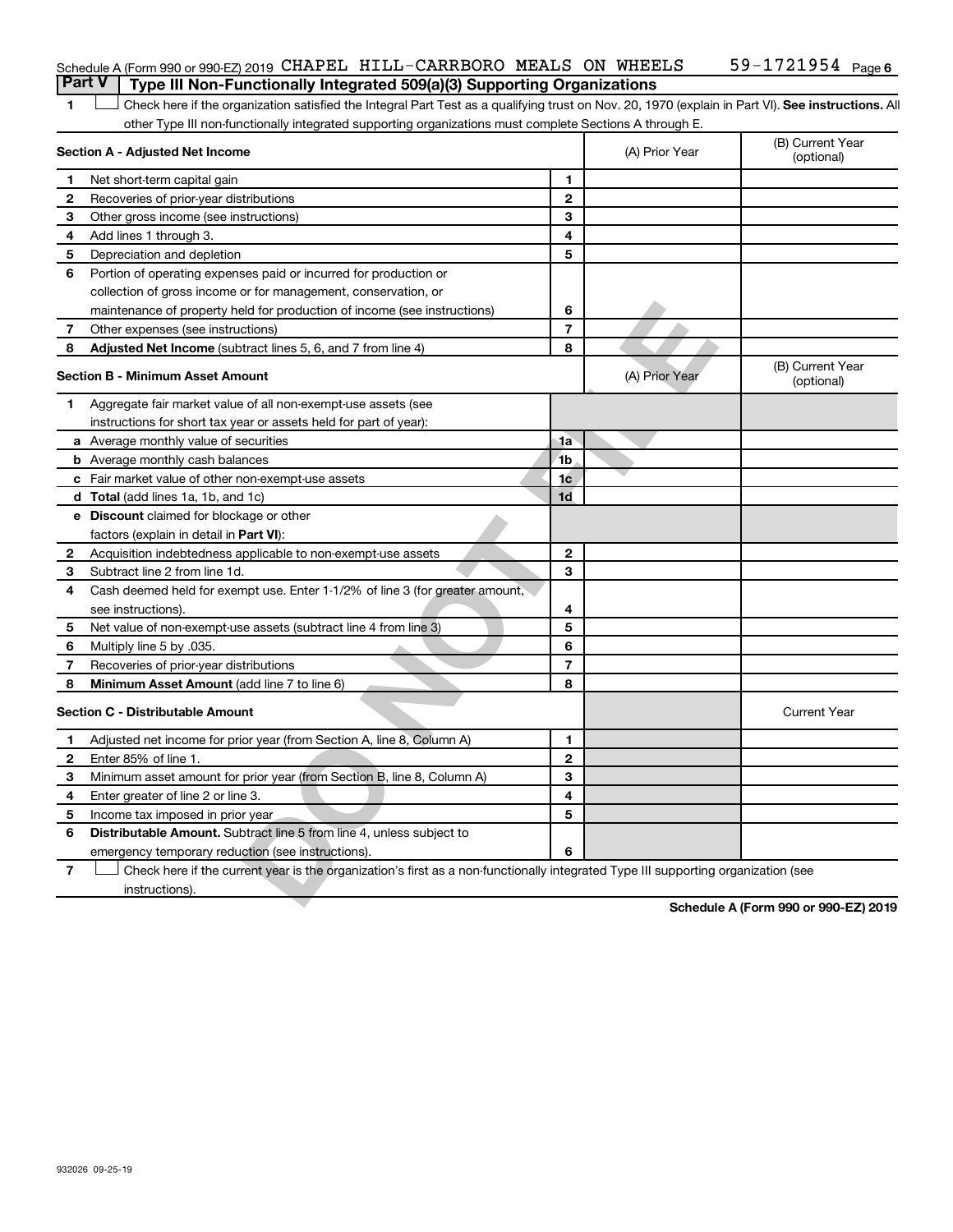Schedule A (Form 990 or 990-EZ) 2019 CHAPEL HILL-CARRBORO MEALS ON WHEELS 59-1721954 Page 6

## Part V | Type III Non-Functionally Integrated 509(a)(3) Supporting Organizations

1 ☐ Check here if the organization satisfied the Integral Part Test as a qualifying trust on Nov. 20, 1970 (explain in Part VI). **See instructions.** All other Type III non-functionally integrated supporting organizations must complete Sections A through E.

| Section A - Adjusted Net Income | | | (A) Prior Year | (B) Current Year (optional) |
|---|---|---|---|---|
| 1 | Net short-term capital gain | 1 | | |
| 2 | Recoveries of prior-year distributions | 2 | | |
| 3 | Other gross income (see instructions) | 3 | | |
| 4 | Add lines 1 through 3. | 4 | | |
| 5 | Depreciation and depletion | 5 | | |
| 6 | Portion of operating expenses paid or incurred for production or collection of gross income or for management, conservation, or maintenance of property held for production of income (see instructions) | 6 | | |
| 7 | Other expenses (see instructions) | 7 | | |
| 8 | **Adjusted Net Income** (subtract lines 5, 6, and 7 from line 4) | 8 | | |

| Section B - Minimum Asset Amount | | | (A) Prior Year | (B) Current Year (optional) |
|---|---|---|---|---|
| 1 | Aggregate fair market value of all non-exempt-use assets (see instructions for short tax year or assets held for part of year): | | | |
| a | Average monthly value of securities | 1a | | |
| b | Average monthly cash balances | 1b | | |
| c | Fair market value of other non-exempt-use assets | 1c | | |
| d | **Total** (add lines 1a, 1b, and 1c) | 1d | | |
| e | **Discount** claimed for blockage or other factors (explain in detail in **Part VI**): | | | |
| 2 | Acquisition indebtedness applicable to non-exempt-use assets | 2 | | |
| 3 | Subtract line 2 from line 1d. | 3 | | |
| 4 | Cash deemed held for exempt use. Enter 1-1/2% of line 3 (for greater amount, see instructions). | 4 | | |
| 5 | Net value of non-exempt-use assets (subtract line 4 from line 3) | 5 | | |
| 6 | Multiply line 5 by .035. | 6 | | |
| 7 | Recoveries of prior-year distributions | 7 | | |
| 8 | **Minimum Asset Amount** (add line 7 to line 6) | 8 | | |

| Section C - Distributable Amount | | | | Current Year |
|---|---|---|---|---|
| 1 | Adjusted net income for prior year (from Section A, line 8, Column A) | 1 | | |
| 2 | Enter 85% of line 1. | 2 | | |
| 3 | Minimum asset amount for prior year (from Section B, line 8, Column A) | 3 | | |
| 4 | Enter greater of line 2 or line 3. | 4 | | |
| 5 | Income tax imposed in prior year | 5 | | |
| 6 | **Distributable Amount.** Subtract line 5 from line 4, unless subject to emergency temporary reduction (see instructions). | 6 | | |

7 ☐ Check here if the current year is the organization's first as a non-functionally integrated Type III supporting organization (see instructions).

**Schedule A (Form 990 or 990-EZ) 2019**

932026 09-25-19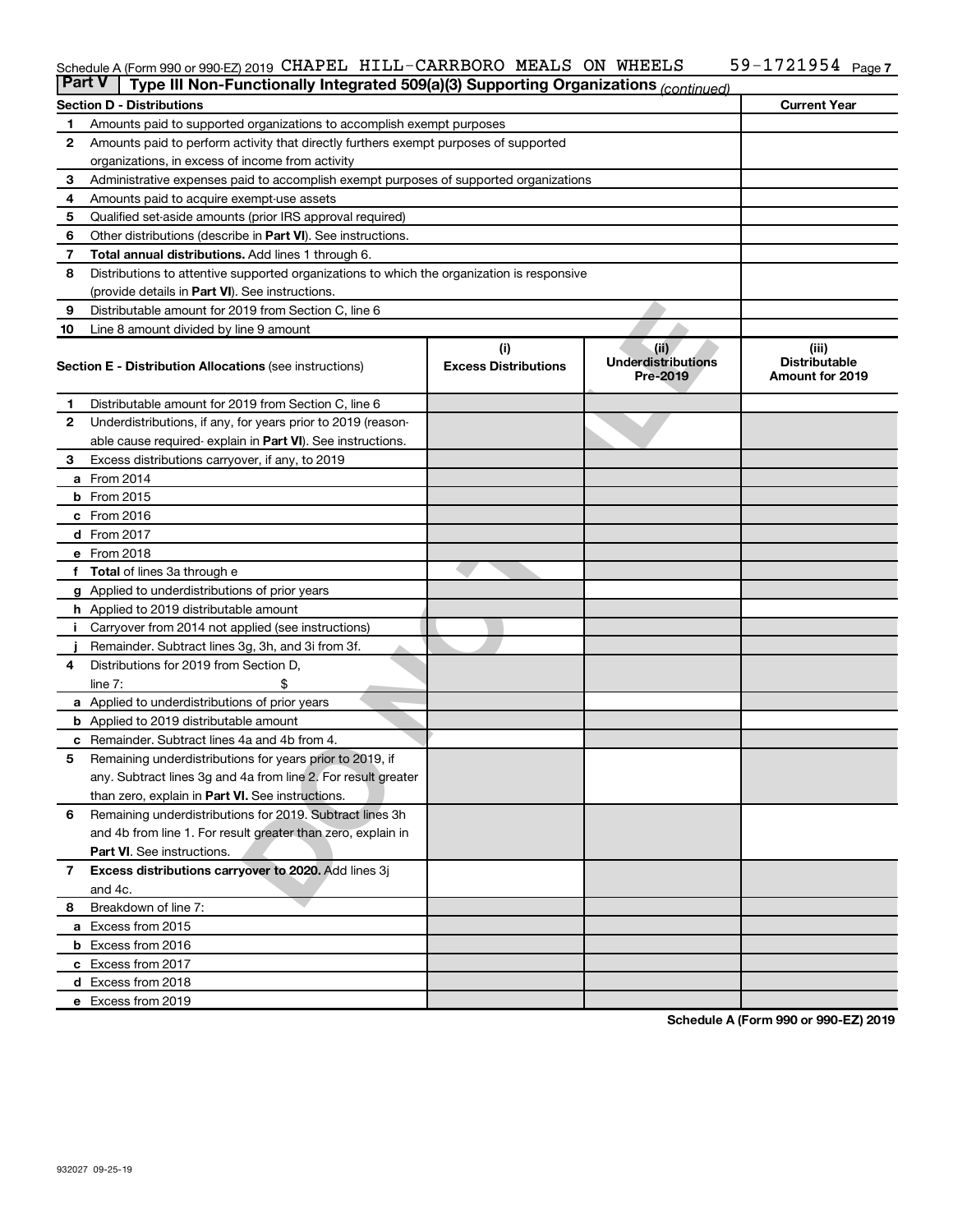Schedule A (Form 990 or 990-EZ) 2019 CHAPEL HILL-CARRBORO MEALS ON WHEELS 59-1721954 Page 7

**Part V | Type III Non-Functionally Integrated 509(a)(3) Supporting Organizations** *(continued)*

| **Section D - Distributions** | | **Current Year** |
|---|---|---|
| 1 | Amounts paid to supported organizations to accomplish exempt purposes | |
| 2 | Amounts paid to perform activity that directly furthers exempt purposes of supported organizations, in excess of income from activity | |
| 3 | Administrative expenses paid to accomplish exempt purposes of supported organizations | |
| 4 | Amounts paid to acquire exempt-use assets | |
| 5 | Qualified set-aside amounts (prior IRS approval required) | |
| 6 | Other distributions (describe in **Part VI**). See instructions. | |
| 7 | **Total annual distributions.** Add lines 1 through 6. | |
| 8 | Distributions to attentive supported organizations to which the organization is responsive (provide details in **Part VI**). See instructions. | |
| 9 | Distributable amount for 2019 from Section C, line 6 | |
| 10 | Line 8 amount divided by line 9 amount | |

| | **Section E - Distribution Allocations** (see instructions) | **(i) Excess Distributions** | **(ii) Underdistributions Pre-2019** | **(iii) Distributable Amount for 2019** |
|---|---|---|---|---|
| 1 | Distributable amount for 2019 from Section C, line 6 | | | |
| 2 | Underdistributions, if any, for years prior to 2019 (reasonable cause required- explain in **Part VI**). See instructions. | | | |
| 3 | Excess distributions carryover, if any, to 2019 | | | |
| a | From 2014 | | | |
| b | From 2015 | | | |
| c | From 2016 | | | |
| d | From 2017 | | | |
| e | From 2018 | | | |
| f | **Total** of lines 3a through e | | | |
| g | Applied to underdistributions of prior years | | | |
| h | Applied to 2019 distributable amount | | | |
| i | Carryover from 2014 not applied (see instructions) | | | |
| j | Remainder. Subtract lines 3g, 3h, and 3i from 3f. | | | |
| 4 | Distributions for 2019 from Section D, line 7: $ | | | |
| a | Applied to underdistributions of prior years | | | |
| b | Applied to 2019 distributable amount | | | |
| c | Remainder. Subtract lines 4a and 4b from 4. | | | |
| 5 | Remaining underdistributions for years prior to 2019, if any. Subtract lines 3g and 4a from line 2. For result greater than zero, explain in **Part VI.** See instructions. | | | |
| 6 | Remaining underdistributions for 2019. Subtract lines 3h and 4b from line 1. For result greater than zero, explain in **Part VI**. See instructions. | | | |
| 7 | **Excess distributions carryover to 2020.** Add lines 3j and 4c. | | | |
| 8 | Breakdown of line 7: | | | |
| a | Excess from 2015 | | | |
| b | Excess from 2016 | | | |
| c | Excess from 2017 | | | |
| d | Excess from 2018 | | | |
| e | Excess from 2019 | | | |

Schedule A (Form 990 or 990-EZ) 2019

932027 09-25-19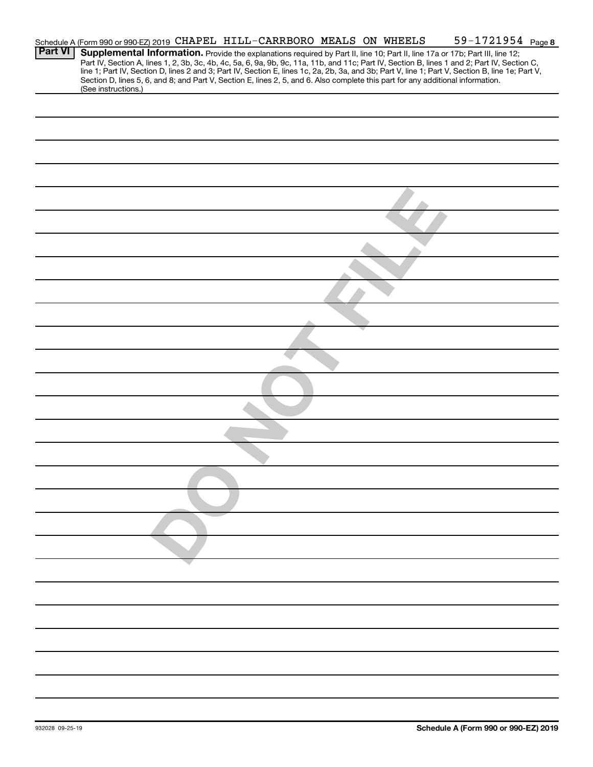Schedule A (Form 990 or 990-EZ) 2019 CHAPEL HILL-CARRBORO MEALS ON WHEELS 59-1721954 Page 8

**Part VI** **Supplemental Information.** Provide the explanations required by Part II, line 10; Part II, line 17a or 17b; Part III, line 12; Part IV, Section A, lines 1, 2, 3b, 3c, 4b, 4c, 5a, 6, 9a, 9b, 9c, 11a, 11b, and 11c; Part IV, Section B, lines 1 and 2; Part IV, Section C, line 1; Part IV, Section D, lines 2 and 3; Part IV, Section E, lines 1c, 2a, 2b, 3a, and 3b; Part V, line 1; Part V, Section B, line 1e; Part V, Section D, lines 5, 6, and 8; and Part V, Section E, lines 2, 5, and 6. Also complete this part for any additional information. (See instructions.)

DO NOT FILE

932028 09-25-19

**Schedule A (Form 990 or 990-EZ) 2019**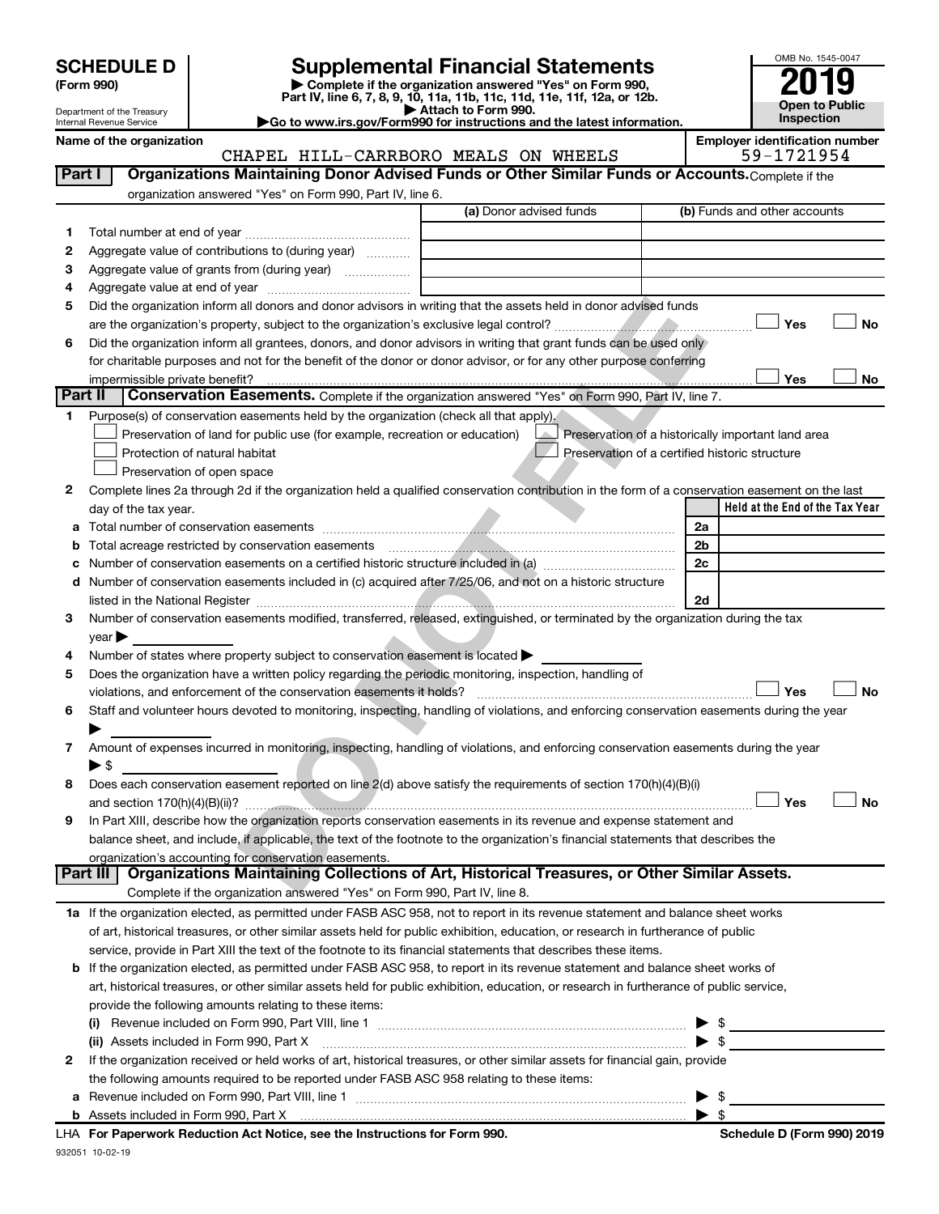# SCHEDULE D (Form 990)

Department of the Treasury
Internal Revenue Service

# Supplemental Financial Statements

▶ Complete if the organization answered "Yes" on Form 990, Part IV, line 6, 7, 8, 9, 10, 11a, 11b, 11c, 11d, 11e, 11f, 12a, or 12b.
▶ Attach to Form 990.
▶Go to www.irs.gov/Form990 for instructions and the latest information.

OMB No. 1545-0047

**2019**

**Open to Public Inspection**

**Name of the organization:** CHAPEL HILL-CARRBORO MEALS ON WHEELS

**Employer identification number:** 59-1721954

## Part I Organizations Maintaining Donor Advised Funds or Other Similar Funds or Accounts.
Complete if the organization answered "Yes" on Form 990, Part IV, line 6.

| | | (a) Donor advised funds | (b) Funds and other accounts |
|---|---|---|---|
| 1 | Total number at end of year | | |
| 2 | Aggregate value of contributions to (during year) | | |
| 3 | Aggregate value of grants from (during year) | | |
| 4 | Aggregate value at end of year | | |

5 Did the organization inform all donors and donor advisors in writing that the assets held in donor advised funds are the organization's property, subject to the organization's exclusive legal control? ☐ Yes ☐ No

6 Did the organization inform all grantees, donors, and donor advisors in writing that grant funds can be used only for charitable purposes and not for the benefit of the donor or donor advisor, or for any other purpose conferring impermissible private benefit? ☐ Yes ☐ No

## Part II Conservation Easements.
Complete if the organization answered "Yes" on Form 990, Part IV, line 7.

1 Purpose(s) of conservation easements held by the organization (check all that apply).

- ☐ Preservation of land for public use (for example, recreation or education)
- ☐ Protection of natural habitat
- ☐ Preservation of open space
- ☐ Preservation of a historically important land area
- ☐ Preservation of a certified historic structure

2 Complete lines 2a through 2d if the organization held a qualified conservation contribution in the form of a conservation easement on the last day of the tax year.

| | | | Held at the End of the Tax Year |
|---|---|---|---|
| a | Total number of conservation easements | 2a | |
| b | Total acreage restricted by conservation easements | 2b | |
| c | Number of conservation easements on a certified historic structure included in (a) | 2c | |
| d | Number of conservation easements included in (c) acquired after 7/25/06, and not on a historic structure listed in the National Register | 2d | |

3 Number of conservation easements modified, transferred, released, extinguished, or terminated by the organization during the tax year ▶

4 Number of states where property subject to conservation easement is located ▶

5 Does the organization have a written policy regarding the periodic monitoring, inspection, handling of violations, and enforcement of the conservation easements it holds? ☐ Yes ☐ No

6 Staff and volunteer hours devoted to monitoring, inspecting, handling of violations, and enforcing conservation easements during the year ▶

7 Amount of expenses incurred in monitoring, inspecting, handling of violations, and enforcing conservation easements during the year ▶ $

8 Does each conservation easement reported on line 2(d) above satisfy the requirements of section 170(h)(4)(B)(i) and section 170(h)(4)(B)(ii)? ☐ Yes ☐ No

9 In Part XIII, describe how the organization reports conservation easements in its revenue and expense statement and balance sheet, and include, if applicable, the text of the footnote to the organization's financial statements that describes the organization's accounting for conservation easements.

## Part III Organizations Maintaining Collections of Art, Historical Treasures, or Other Similar Assets.
Complete if the organization answered "Yes" on Form 990, Part IV, line 8.

1a If the organization elected, as permitted under FASB ASC 958, not to report in its revenue statement and balance sheet works of art, historical treasures, or other similar assets held for public exhibition, education, or research in furtherance of public service, provide in Part XIII the text of the footnote to its financial statements that describes these items.

b If the organization elected, as permitted under FASB ASC 958, to report in its revenue statement and balance sheet works of art, historical treasures, or other similar assets held for public exhibition, education, or research in furtherance of public service, provide the following amounts relating to these items:

(i) Revenue included on Form 990, Part VIII, line 1 ▶ $

(ii) Assets included in Form 990, Part X ▶ $

2 If the organization received or held works of art, historical treasures, or other similar assets for financial gain, provide the following amounts required to be reported under FASB ASC 958 relating to these items:

a Revenue included on Form 990, Part VIII, line 1 ▶ $

b Assets included in Form 990, Part X ▶ $

LHA For Paperwork Reduction Act Notice, see the Instructions for Form 990.

Schedule D (Form 990) 2019

932051 10-02-19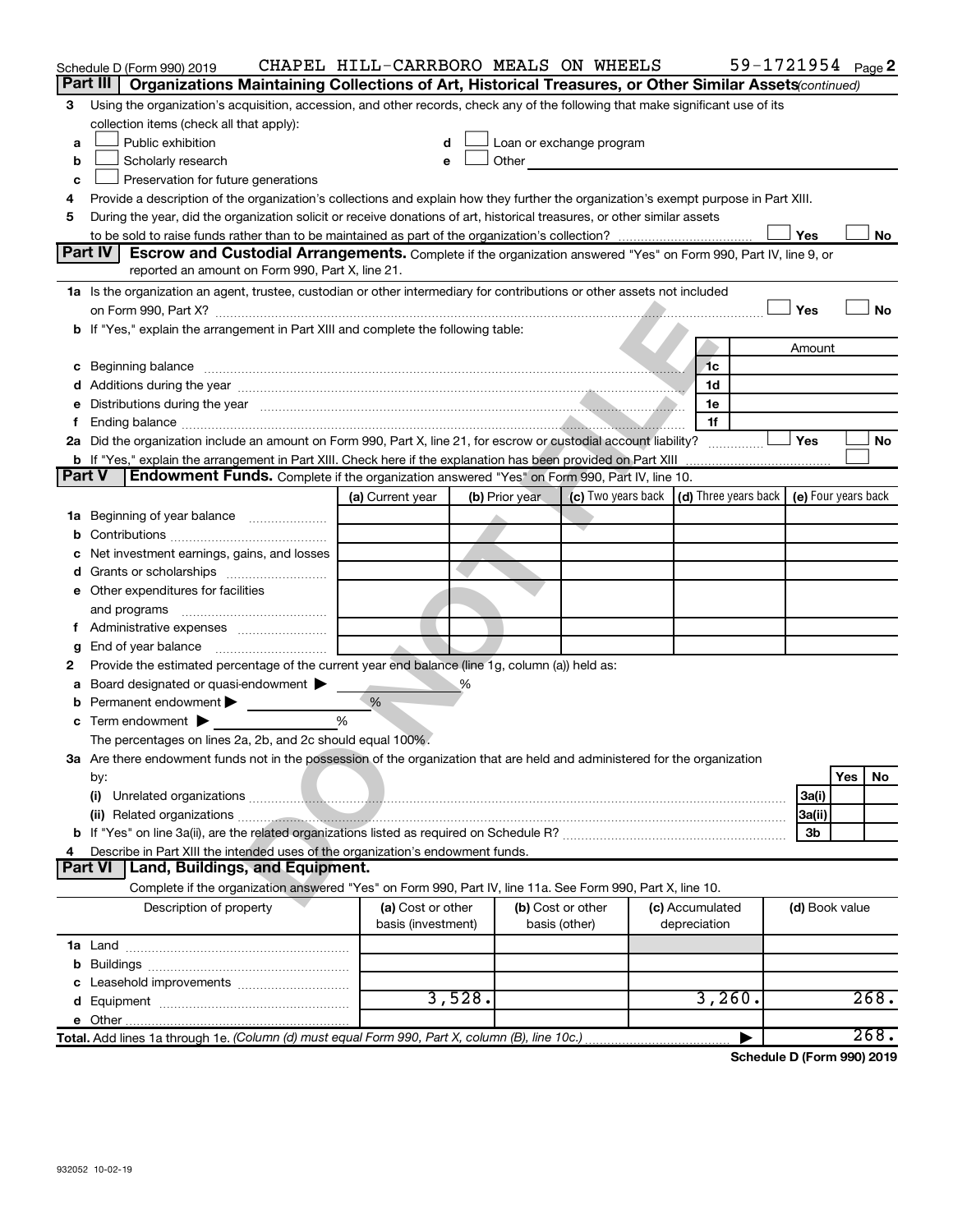Schedule D (Form 990) 2019 CHAPEL HILL-CARRBORO MEALS ON WHEELS 59-1721954 Page 2

## Part III Organizations Maintaining Collections of Art, Historical Treasures, or Other Similar Assets *(continued)*

3 Using the organization's acquisition, accession, and other records, check any of the following that make significant use of its collection items (check all that apply):

- a ☐ Public exhibition
- b ☐ Scholarly research
- c ☐ Preservation for future generations
- d ☐ Loan or exchange program
- e ☐ Other

4 Provide a description of the organization's collections and explain how they further the organization's exempt purpose in Part XIII.

5 During the year, did the organization solicit or receive donations of art, historical treasures, or other similar assets to be sold to raise funds rather than to be maintained as part of the organization's collection? ☐ Yes ☐ No

## Part IV Escrow and Custodial Arrangements. 

Complete if the organization answered "Yes" on Form 990, Part IV, line 9, or reported an amount on Form 990, Part X, line 21.

1a Is the organization an agent, trustee, custodian or other intermediary for contributions or other assets not included on Form 990, Part X? ☐ Yes ☐ No

b If "Yes," explain the arrangement in Part XIII and complete the following table:

| | | Amount |
|---|---|---|
| c Beginning balance | 1c | |
| d Additions during the year | 1d | |
| e Distributions during the year | 1e | |
| f Ending balance | 1f | |

2a Did the organization include an amount on Form 990, Part X, line 21, for escrow or custodial account liability? ☐ Yes ☐ No

b If "Yes," explain the arrangement in Part XIII. Check here if the explanation has been provided on Part XIII ☐

## Part V Endowment Funds. 

Complete if the organization answered "Yes" on Form 990, Part IV, line 10.

| | (a) Current year | (b) Prior year | (c) Two years back | (d) Three years back | (e) Four years back |
|---|---|---|---|---|---|
| 1a Beginning of year balance | | | | | |
| b Contributions | | | | | |
| c Net investment earnings, gains, and losses | | | | | |
| d Grants or scholarships | | | | | |
| e Other expenditures for facilities and programs | | | | | |
| f Administrative expenses | | | | | |
| g End of year balance | | | | | |

2 Provide the estimated percentage of the current year end balance (line 1g, column (a)) held as:

- a Board designated or quasi-endowment ▶ %
- b Permanent endowment ▶ %
- c Term endowment ▶ %

The percentages on lines 2a, 2b, and 2c should equal 100%.

3a Are there endowment funds not in the possession of the organization that are held and administered for the organization by:

| | | Yes | No |
|---|---|---|---|
| (i) Unrelated organizations | 3a(i) | | |
| (ii) Related organizations | 3a(ii) | | |
| b If "Yes" on line 3a(ii), are the related organizations listed as required on Schedule R? | 3b | | |

4 Describe in Part XIII the intended uses of the organization's endowment funds.

## Part VI Land, Buildings, and Equipment.

Complete if the organization answered "Yes" on Form 990, Part IV, line 11a. See Form 990, Part X, line 10.

| Description of property | (a) Cost or other basis (investment) | (b) Cost or other basis (other) | (c) Accumulated depreciation | (d) Book value |
|---|---|---|---|---|
| 1a Land | | | | |
| b Buildings | | | | |
| c Leasehold improvements | | | | |
| d Equipment | 3,528. | | 3,260. | 268. |
| e Other | | | | |
| **Total.** Add lines 1a through 1e. *(Column (d) must equal Form 990, Part X, column (B), line 10c.)* | | | ▶ | 268. |

**Schedule D (Form 990) 2019**

932052 10-02-19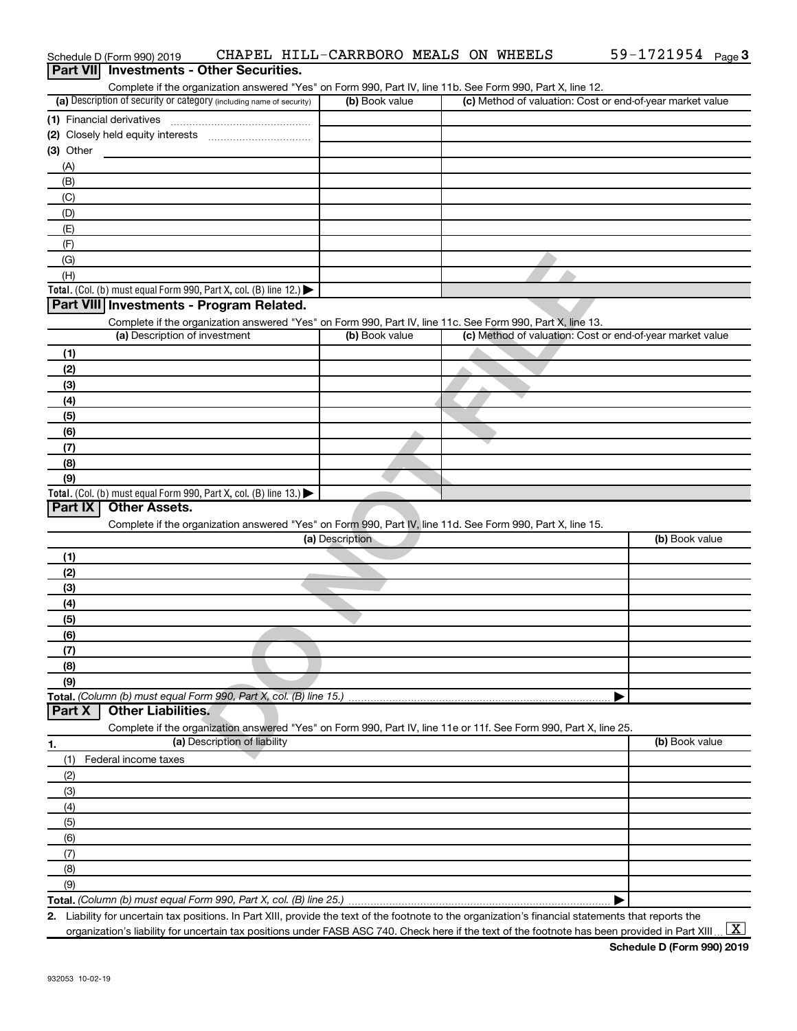Schedule D (Form 990) 2019 CHAPEL HILL-CARRBORO MEALS ON WHEELS 59-1721954

## Part VII Investments - Other Securities.

Complete if the organization answered "Yes" on Form 990, Part IV, line 11b. See Form 990, Part X, line 12.

| (a) Description of security or category (including name of security) | (b) Book value | (c) Method of valuation: Cost or end-of-year market value |
|---|---|---|
| (1) Financial derivatives | | |
| (2) Closely held equity interests | | |
| (3) Other | | |
| (A) | | |
| (B) | | |
| (C) | | |
| (D) | | |
| (E) | | |
| (F) | | |
| (G) | | |
| (H) | | |
| Total. (Col. (b) must equal Form 990, Part X, col. (B) line 12.) | | |

## Part VIII Investments - Program Related.

Complete if the organization answered "Yes" on Form 990, Part IV, line 11c. See Form 990, Part X, line 13.

| (a) Description of investment | (b) Book value | (c) Method of valuation: Cost or end-of-year market value |
|---|---|---|
| (1) | | |
| (2) | | |
| (3) | | |
| (4) | | |
| (5) | | |
| (6) | | |
| (7) | | |
| (8) | | |
| (9) | | |
| Total. (Col. (b) must equal Form 990, Part X, col. (B) line 13.) | | |

## Part IX Other Assets.

Complete if the organization answered "Yes" on Form 990, Part IV, line 11d. See Form 990, Part X, line 15.

| (a) Description | (b) Book value |
|---|---|
| (1) | |
| (2) | |
| (3) | |
| (4) | |
| (5) | |
| (6) | |
| (7) | |
| (8) | |
| (9) | |
| Total. (Column (b) must equal Form 990, Part X, col. (B) line 15.) | |

## Part X Other Liabilities.

Complete if the organization answered "Yes" on Form 990, Part IV, line 11e or 11f. See Form 990, Part X, line 25.

| 1. (a) Description of liability | (b) Book value |
|---|---|
| (1) Federal income taxes | |
| (2) | |
| (3) | |
| (4) | |
| (5) | |
| (6) | |
| (7) | |
| (8) | |
| (9) | |
| Total. (Column (b) must equal Form 990, Part X, col. (B) line 25.) | |

2. Liability for uncertain tax positions. In Part XIII, provide the text of the footnote to the organization's financial statements that reports the organization's liability for uncertain tax positions under FASB ASC 740. Check here if the text of the footnote has been provided in Part XIII [X]

Schedule D (Form 990) 2019

932053 10-02-19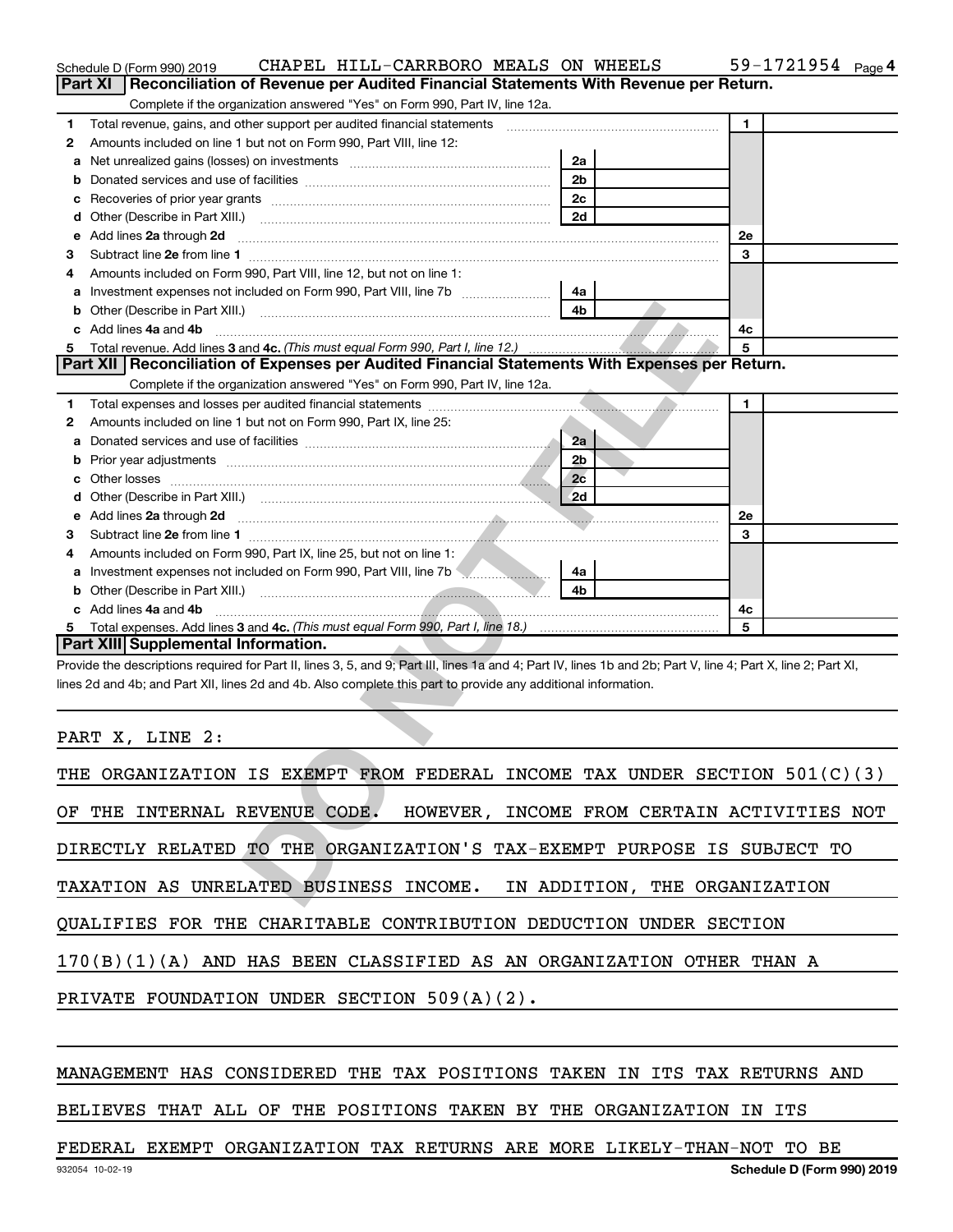Schedule D (Form 990) 2019 CHAPEL HILL-CARRBORO MEALS ON WHEELS 59-1721954 Page 4

## Part XI Reconciliation of Revenue per Audited Financial Statements With Revenue per Return.

Complete if the organization answered "Yes" on Form 990, Part IV, line 12a.

| | | | | | |
|---|---|---|---|---|---|
| 1 | Total revenue, gains, and other support per audited financial statements | | | 1 | |
| 2 | Amounts included on line 1 but not on Form 990, Part VIII, line 12: | | | | |
| a | Net unrealized gains (losses) on investments | 2a | | | |
| b | Donated services and use of facilities | 2b | | | |
| c | Recoveries of prior year grants | 2c | | | |
| d | Other (Describe in Part XIII.) | 2d | | | |
| e | Add lines 2a through 2d | | | 2e | |
| 3 | Subtract line 2e from line 1 | | | 3 | |
| 4 | Amounts included on Form 990, Part VIII, line 12, but not on line 1: | | | | |
| a | Investment expenses not included on Form 990, Part VIII, line 7b | 4a | | | |
| b | Other (Describe in Part XIII.) | 4b | | | |
| c | Add lines 4a and 4b | | | 4c | |
| 5 | Total revenue. Add lines 3 and 4c. *(This must equal Form 990, Part I, line 12.)* | | | 5 | |

## Part XII Reconciliation of Expenses per Audited Financial Statements With Expenses per Return.

Complete if the organization answered "Yes" on Form 990, Part IV, line 12a.

| | | | | | |
|---|---|---|---|---|---|
| 1 | Total expenses and losses per audited financial statements | | | 1 | |
| 2 | Amounts included on line 1 but not on Form 990, Part IX, line 25: | | | | |
| a | Donated services and use of facilities | 2a | | | |
| b | Prior year adjustments | 2b | | | |
| c | Other losses | 2c | | | |
| d | Other (Describe in Part XIII.) | 2d | | | |
| e | Add lines 2a through 2d | | | 2e | |
| 3 | Subtract line 2e from line 1 | | | 3 | |
| 4 | Amounts included on Form 990, Part IX, line 25, but not on line 1: | | | | |
| a | Investment expenses not included on Form 990, Part VIII, line 7b | 4a | | | |
| b | Other (Describe in Part XIII.) | 4b | | | |
| c | Add lines 4a and 4b | | | 4c | |
| 5 | Total expenses. Add lines 3 and 4c. *(This must equal Form 990, Part I, line 18.)* | | | 5 | |

## Part XIII Supplemental Information.

Provide the descriptions required for Part II, lines 3, 5, and 9; Part III, lines 1a and 4; Part IV, lines 1b and 2b; Part V, line 4; Part X, line 2; Part XI, lines 2d and 4b; and Part XII, lines 2d and 4b. Also complete this part to provide any additional information.

PART X, LINE 2:

THE ORGANIZATION IS EXEMPT FROM FEDERAL INCOME TAX UNDER SECTION 501(C)(3) OF THE INTERNAL REVENUE CODE. HOWEVER, INCOME FROM CERTAIN ACTIVITIES NOT DIRECTLY RELATED TO THE ORGANIZATION'S TAX-EXEMPT PURPOSE IS SUBJECT TO TAXATION AS UNRELATED BUSINESS INCOME. IN ADDITION, THE ORGANIZATION QUALIFIES FOR THE CHARITABLE CONTRIBUTION DEDUCTION UNDER SECTION 170(B)(1)(A) AND HAS BEEN CLASSIFIED AS AN ORGANIZATION OTHER THAN A PRIVATE FOUNDATION UNDER SECTION 509(A)(2).

MANAGEMENT HAS CONSIDERED THE TAX POSITIONS TAKEN IN ITS TAX RETURNS AND BELIEVES THAT ALL OF THE POSITIONS TAKEN BY THE ORGANIZATION IN ITS FEDERAL EXEMPT ORGANIZATION TAX RETURNS ARE MORE LIKELY-THAN-NOT TO BE

932054 10-02-19 Schedule D (Form 990) 2019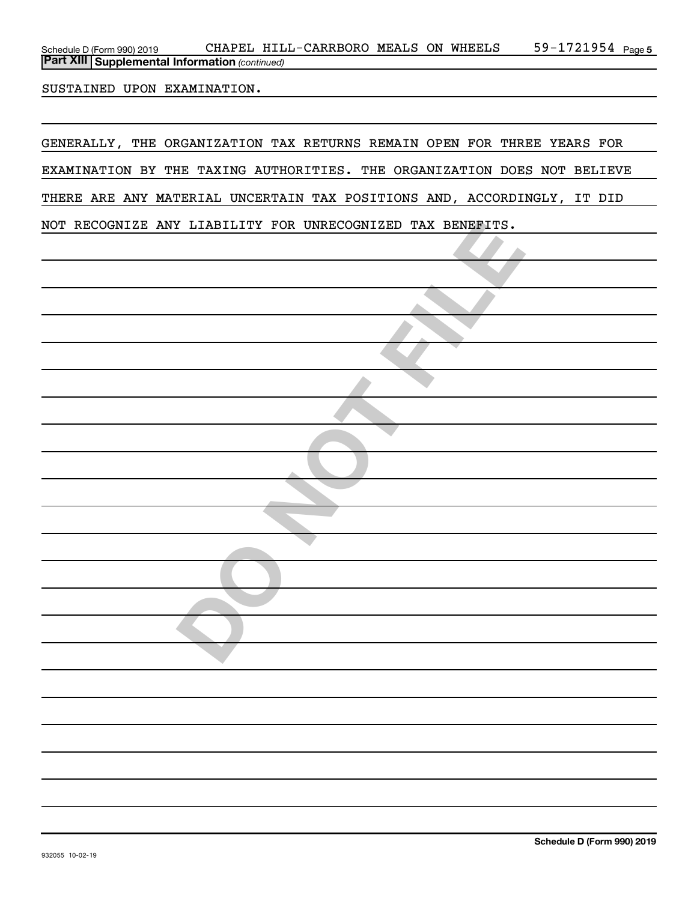## Part XIII Supplemental Information *(continued)*

SUSTAINED UPON EXAMINATION.

GENERALLY, THE ORGANIZATION TAX RETURNS REMAIN OPEN FOR THREE YEARS FOR EXAMINATION BY THE TAXING AUTHORITIES. THE ORGANIZATION DOES NOT BELIEVE THERE ARE ANY MATERIAL UNCERTAIN TAX POSITIONS AND, ACCORDINGLY, IT DID NOT RECOGNIZE ANY LIABILITY FOR UNRECOGNIZED TAX BENEFITS.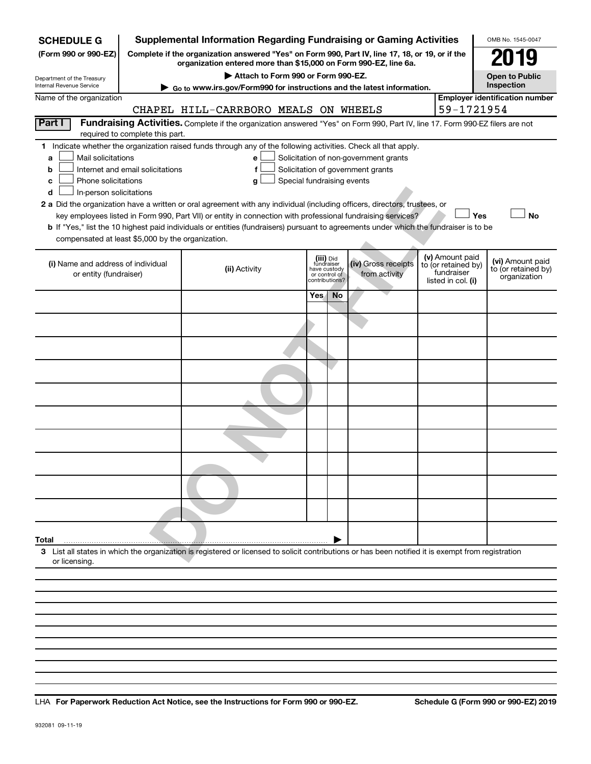**SCHEDULE G** (Form 990 or 990-EZ)

Department of the Treasury
Internal Revenue Service

# Supplemental Information Regarding Fundraising or Gaming Activities

**Complete if the organization answered "Yes" on Form 990, Part IV, line 17, 18, or 19, or if the organization entered more than $15,000 on Form 990-EZ, line 6a.**

**▶ Attach to Form 990 or Form 990-EZ.**

**▶ Go to www.irs.gov/Form990 for instructions and the latest information.**

OMB No. 1545-0047

**2019**

**Open to Public Inspection**

Name of the organization: CHAPEL HILL-CARRBORO MEALS ON WHEELS

**Employer identification number:** 59-1721954

**Part I** **Fundraising Activities.** Complete if the organization answered "Yes" on Form 990, Part IV, line 17. Form 990-EZ filers are not required to complete this part.

**1** Indicate whether the organization raised funds through any of the following activities. Check all that apply.

- **a** ☐ Mail solicitations
- **b** ☐ Internet and email solicitations
- **c** ☐ Phone solicitations
- **d** ☐ In-person solicitations
- **e** ☐ Solicitation of non-government grants
- **f** ☐ Solicitation of government grants
- **g** ☐ Special fundraising events

**2 a** Did the organization have a written or oral agreement with any individual (including officers, directors, trustees, or key employees listed in Form 990, Part VII) or entity in connection with professional fundraising services? ☐ **Yes** ☐ **No**

**b** If "Yes," list the 10 highest paid individuals or entities (fundraisers) pursuant to agreements under which the fundraiser is to be compensated at least $5,000 by the organization.

| (i) Name and address of individual or entity (fundraiser) | (ii) Activity | (iii) Did fundraiser have custody or control of contributions? | | (iv) Gross receipts from activity | (v) Amount paid to (or retained by) fundraiser listed in col. (i) | (vi) Amount paid to (or retained by) organization |
|---|---|---|---|---|---|---|
| | | Yes | No | | | |
| | | | | | | |
| | | | | | | |
| | | | | | | |
| | | | | | | |
| | | | | | | |
| | | | | | | |
| | | | | | | |
| | | | | | | |
| | | | | | | |
| | | | | | | |
| **Total** ▶ | | | | | | |

**3** List all states in which the organization is registered or licensed to solicit contributions or has been notified it is exempt from registration or licensing.

LHA **For Paperwork Reduction Act Notice, see the Instructions for Form 990 or 990-EZ.** **Schedule G (Form 990 or 990-EZ) 2019**

932081 09-11-19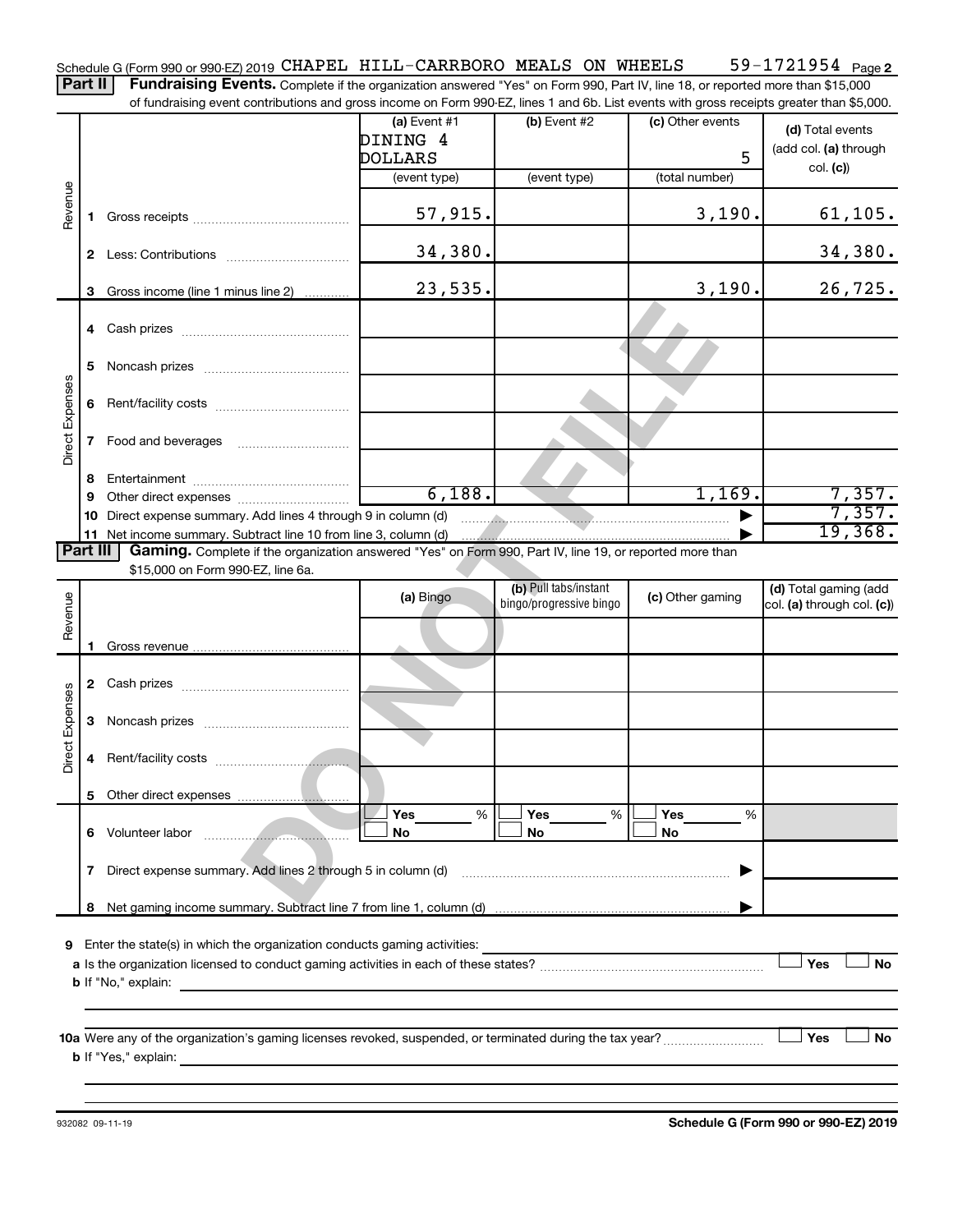Schedule G (Form 990 or 990-EZ) 2019 CHAPEL HILL-CARRBORO MEALS ON WHEELS 59-1721954 Page 2

**Part II** **Fundraising Events.** Complete if the organization answered "Yes" on Form 990, Part IV, line 18, or reported more than $15,000 of fundraising event contributions and gross income on Form 990-EZ, lines 1 and 6b. List events with gross receipts greater than $5,000.

| | | (a) Event #1 DINING 4 DOLLARS (event type) | (b) Event #2 (event type) | (c) Other events 5 (total number) | (d) Total events (add col. (a) through col. (c)) |
|---|---|---|---|---|---|
| Revenue | 1 Gross receipts | 57,915. | | 3,190. | 61,105. |
| | 2 Less: Contributions | 34,380. | | | 34,380. |
| | 3 Gross income (line 1 minus line 2) | 23,535. | | 3,190. | 26,725. |
| Direct Expenses | 4 Cash prizes | | | | |
| | 5 Noncash prizes | | | | |
| | 6 Rent/facility costs | | | | |
| | 7 Food and beverages | | | | |
| | 8 Entertainment | | | | |
| | 9 Other direct expenses | 6,188. | | 1,169. | 7,357. |
| | 10 Direct expense summary. Add lines 4 through 9 in column (d) | | | | 7,357. |
| | 11 Net income summary. Subtract line 10 from line 3, column (d) | | | | 19,368. |

**Part III** **Gaming.** Complete if the organization answered "Yes" on Form 990, Part IV, line 19, or reported more than $15,000 on Form 990-EZ, line 6a.

| | | (a) Bingo | (b) Pull tabs/instant bingo/progressive bingo | (c) Other gaming | (d) Total gaming (add col. (a) through col. (c)) |
|---|---|---|---|---|---|
| Revenue | 1 Gross revenue | | | | |
| Direct Expenses | 2 Cash prizes | | | | |
| | 3 Noncash prizes | | | | |
| | 4 Rent/facility costs | | | | |
| | 5 Other direct expenses | | | | |
| | 6 Volunteer labor | ☐ Yes ___ % ☐ No | ☐ Yes ___ % ☐ No | ☐ Yes ___ % ☐ No | |
| | 7 Direct expense summary. Add lines 2 through 5 in column (d) | | | | |
| | 8 Net gaming income summary. Subtract line 7 from line 1, column (d) | | | | |

9 Enter the state(s) in which the organization conducts gaming activities:

a Is the organization licensed to conduct gaming activities in each of these states? ☐ Yes ☐ No

b If "No," explain:

10a Were any of the organization's gaming licenses revoked, suspended, or terminated during the tax year? ☐ Yes ☐ No

b If "Yes," explain:

932082 09-11-19 **Schedule G (Form 990 or 990-EZ) 2019**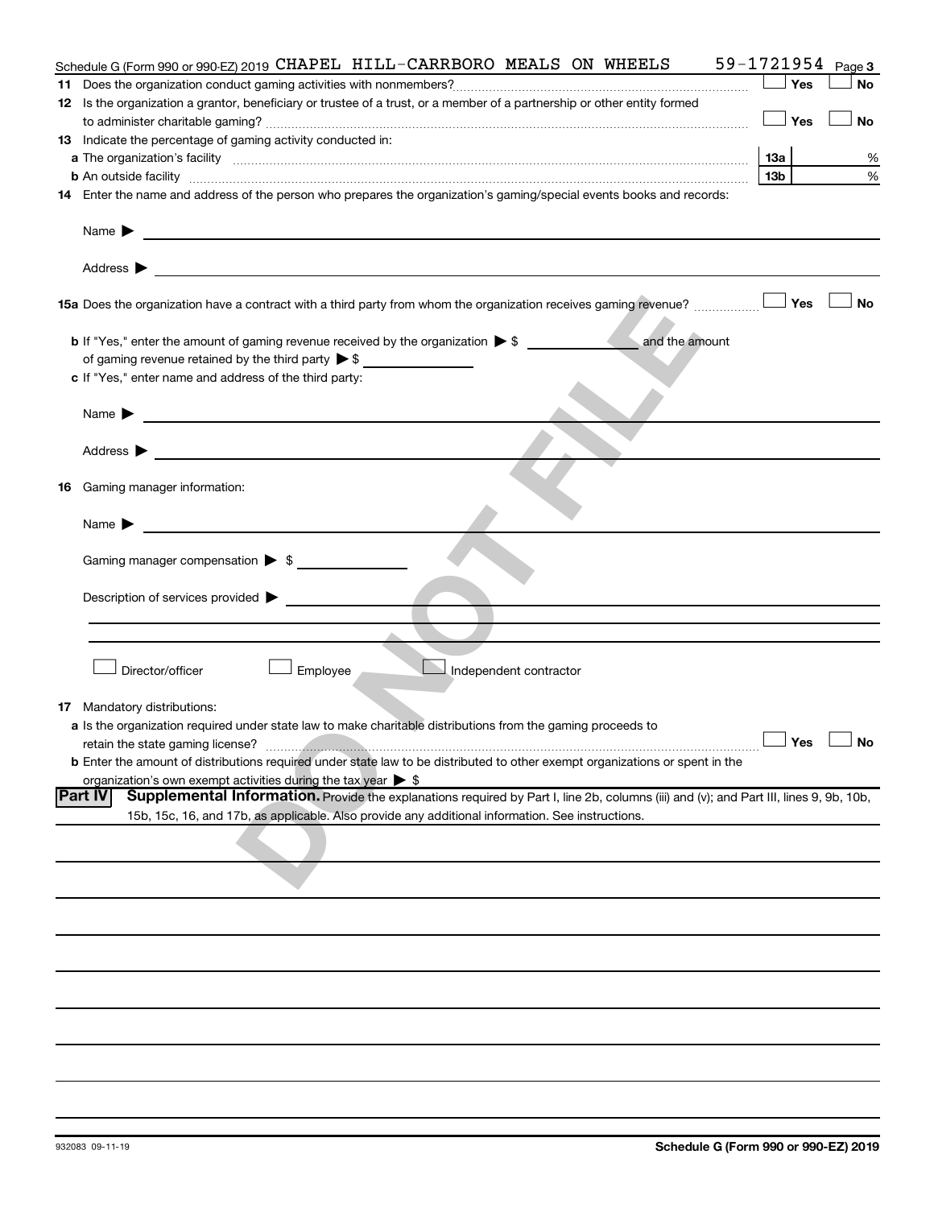Schedule G (Form 990 or 990-EZ) 2019 CHAPEL HILL-CARRBORO MEALS ON WHEELS 59-1721954 Page 3

**11** Does the organization conduct gaming activities with nonmembers? ☐ Yes ☐ No

**12** Is the organization a grantor, beneficiary or trustee of a trust, or a member of a partnership or other entity formed to administer charitable gaming? ☐ Yes ☐ No

**13** Indicate the percentage of gaming activity conducted in:

**a** The organization's facility **13a** %

**b** An outside facility **13b** %

**14** Enter the name and address of the person who prepares the organization's gaming/special events books and records:

Name ▶

Address ▶

**15a** Does the organization have a contract with a third party from whom the organization receives gaming revenue? ☐ Yes ☐ No

**b** If "Yes," enter the amount of gaming revenue received by the organization ▶ $ ______ and the amount of gaming revenue retained by the third party ▶ $ ______

**c** If "Yes," enter name and address of the third party:

Name ▶

Address ▶

**16** Gaming manager information:

Name ▶

Gaming manager compensation ▶ $

Description of services provided ▶

☐ Director/officer ☐ Employee ☐ Independent contractor

**17** Mandatory distributions:

**a** Is the organization required under state law to make charitable distributions from the gaming proceeds to retain the state gaming license? ☐ Yes ☐ No

**b** Enter the amount of distributions required under state law to be distributed to other exempt organizations or spent in the organization's own exempt activities during the tax year ▶ $

**Part IV** **Supplemental Information.** Provide the explanations required by Part I, line 2b, columns (iii) and (v); and Part III, lines 9, 9b, 10b, 15b, 15c, 16, and 17b, as applicable. Also provide any additional information. See instructions.

DO NOT FILE

932083 09-11-19 **Schedule G (Form 990 or 990-EZ) 2019**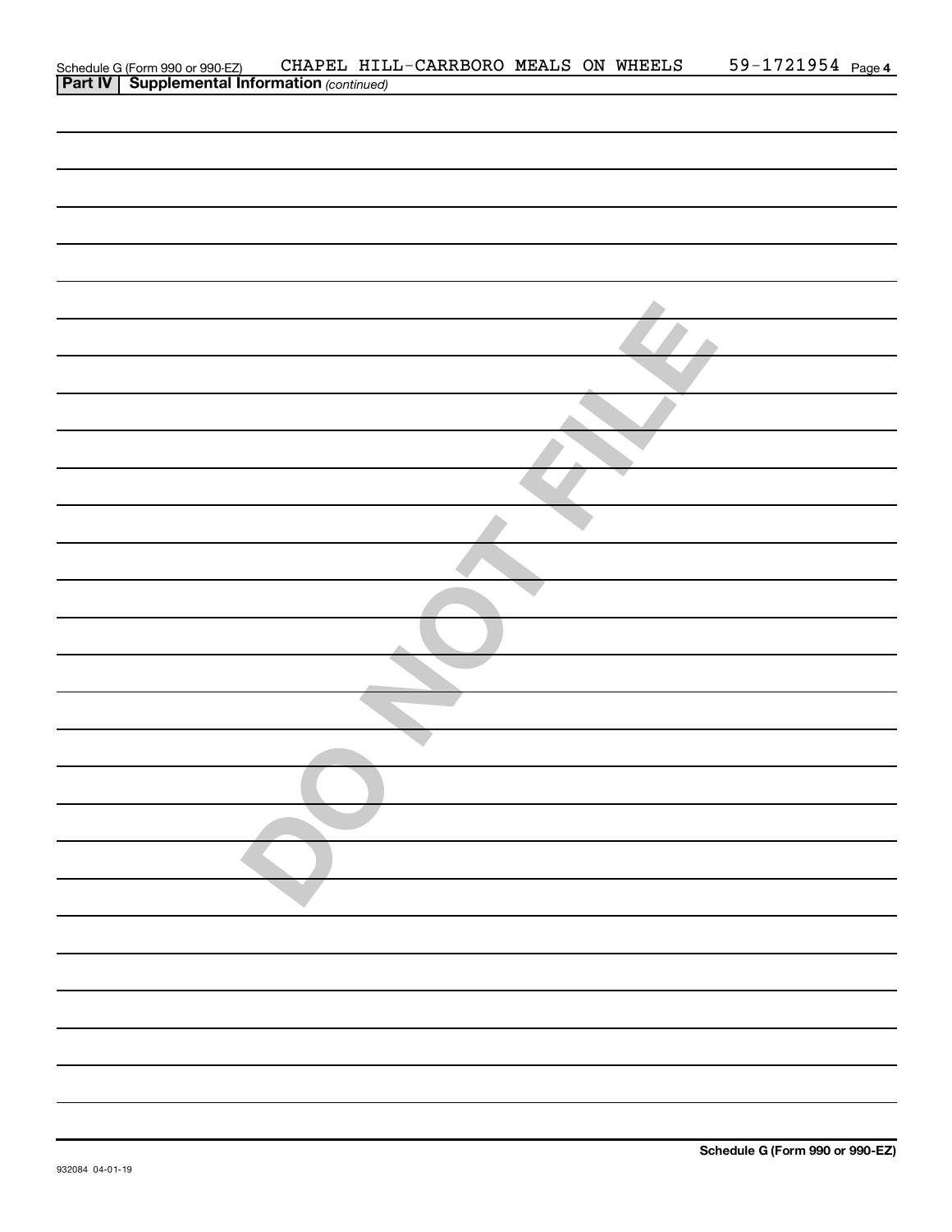Schedule G (Form 990 or 990-EZ) CHAPEL HILL-CARRBORO MEALS ON WHEELS 59-1721954 Page 4

**Part IV | Supplemental Information** *(continued)*

DO NOT FILE

**Schedule G (Form 990 or 990-EZ)**

932084 04-01-19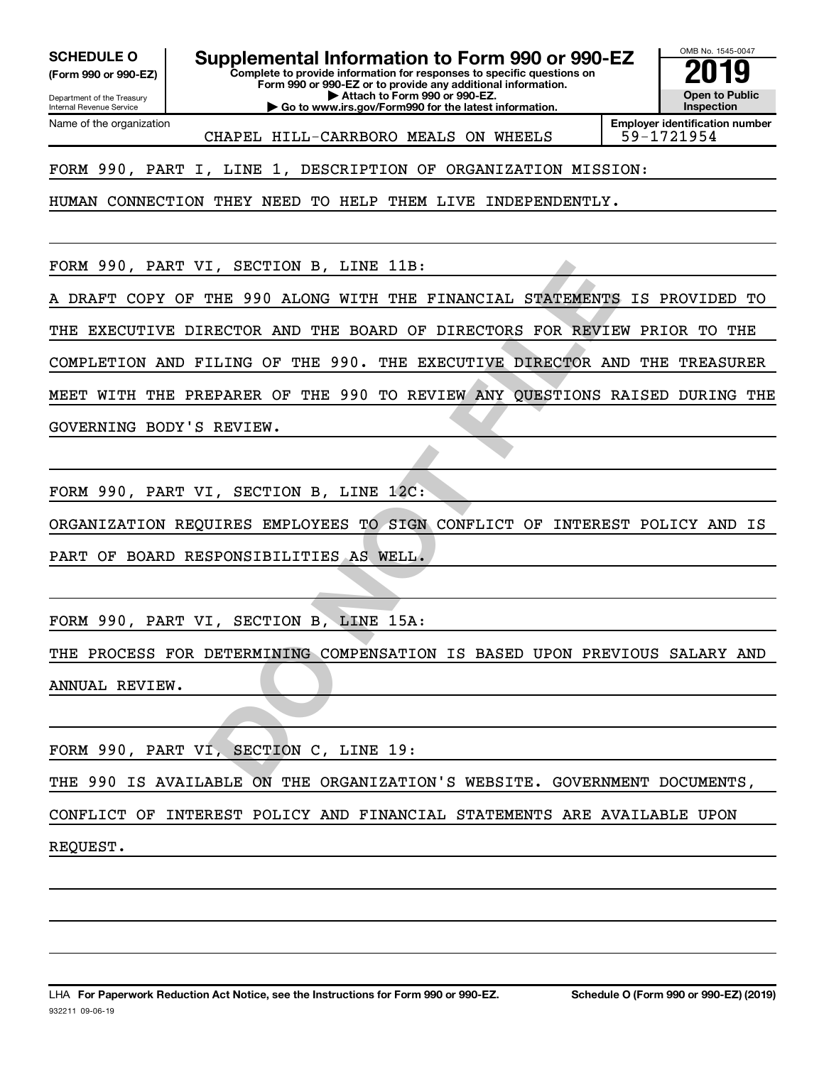**SCHEDULE O**
**(Form 990 or 990-EZ)**

Department of the Treasury
Internal Revenue Service

# Supplemental Information to Form 990 or 990-EZ

**Complete to provide information for responses to specific questions on Form 990 or 990-EZ or to provide any additional information.**
**▶ Attach to Form 990 or 990-EZ.**
**▶ Go to www.irs.gov/Form990 for the latest information.**

OMB No. 1545-0047

**2019**

**Open to Public Inspection**

Name of the organization: CHAPEL HILL-CARRBORO MEALS ON WHEELS

**Employer identification number**: 59-1721954

FORM 990, PART I, LINE 1, DESCRIPTION OF ORGANIZATION MISSION:

HUMAN CONNECTION THEY NEED TO HELP THEM LIVE INDEPENDENTLY.

FORM 990, PART VI, SECTION B, LINE 11B:

A DRAFT COPY OF THE 990 ALONG WITH THE FINANCIAL STATEMENTS IS PROVIDED TO THE EXECUTIVE DIRECTOR AND THE BOARD OF DIRECTORS FOR REVIEW PRIOR TO THE COMPLETION AND FILING OF THE 990. THE EXECUTIVE DIRECTOR AND THE TREASURER MEET WITH THE PREPARER OF THE 990 TO REVIEW ANY QUESTIONS RAISED DURING THE GOVERNING BODY'S REVIEW.

FORM 990, PART VI, SECTION B, LINE 12C:

ORGANIZATION REQUIRES EMPLOYEES TO SIGN CONFLICT OF INTEREST POLICY AND IS PART OF BOARD RESPONSIBILITIES AS WELL.

FORM 990, PART VI, SECTION B, LINE 15A:

THE PROCESS FOR DETERMINING COMPENSATION IS BASED UPON PREVIOUS SALARY AND ANNUAL REVIEW.

FORM 990, PART VI, SECTION C, LINE 19:

THE 990 IS AVAILABLE ON THE ORGANIZATION'S WEBSITE. GOVERNMENT DOCUMENTS, CONFLICT OF INTEREST POLICY AND FINANCIAL STATEMENTS ARE AVAILABLE UPON REQUEST.

DO NOT FILE

LHA **For Paperwork Reduction Act Notice, see the Instructions for Form 990 or 990-EZ.** **Schedule O (Form 990 or 990-EZ) (2019)**

932211 09-06-19